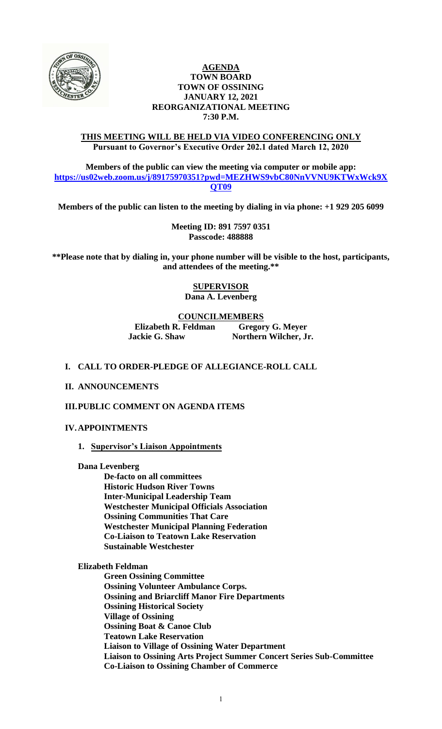# AGENDA
## TOWN BOARD
## TOWN OF OSSINING
## JANUARY 12, 2021
## REORGANIZATIONAL MEETING
## 7:30 P.M.

**THIS MEETING WILL BE HELD VIA VIDEO CONFERENCING ONLY**
**Pursuant to Governor's Executive Order 202.1 dated March 12, 2020**

**Members of the public can view the meeting via computer or mobile app:**
**https://us02web.zoom.us/j/89175970351?pwd=MEZHWS9vbC80NnVVNU9KTWxWck9XQT09**

**Members of the public can listen to the meeting by dialing in via phone: +1 929 205 6099**

**Meeting ID: 891 7597 0351**
**Passcode: 488888**

**\*\*Please note that by dialing in, your phone number will be visible to the host, participants, and attendees of the meeting.\*\***

**SUPERVISOR**
**Dana A. Levenberg**

**COUNCILMEMBERS**

| | |
|---|---|
| **Elizabeth R. Feldman** | **Gregory G. Meyer** |
| **Jackie G. Shaw** | **Northern Wilcher, Jr.** |

**I. CALL TO ORDER-PLEDGE OF ALLEGIANCE-ROLL CALL**

**II. ANNOUNCEMENTS**

**III. PUBLIC COMMENT ON AGENDA ITEMS**

**IV. APPOINTMENTS**

**1. Supervisor's Liaison Appointments**

**Dana Levenberg**
- **De-facto on all committees**
- **Historic Hudson River Towns**
- **Inter-Municipal Leadership Team**
- **Westchester Municipal Officials Association**
- **Ossining Communities That Care**
- **Westchester Municipal Planning Federation**
- **Co-Liaison to Teatown Lake Reservation**
- **Sustainable Westchester**

**Elizabeth Feldman**
- **Green Ossining Committee**
- **Ossining Volunteer Ambulance Corps.**
- **Ossining and Briarcliff Manor Fire Departments**
- **Ossining Historical Society**
- **Village of Ossining**
- **Ossining Boat & Canoe Club**
- **Teatown Lake Reservation**
- **Liaison to Village of Ossining Water Department**
- **Liaison to Ossining Arts Project Summer Concert Series Sub-Committee**
- **Co-Liaison to Ossining Chamber of Commerce**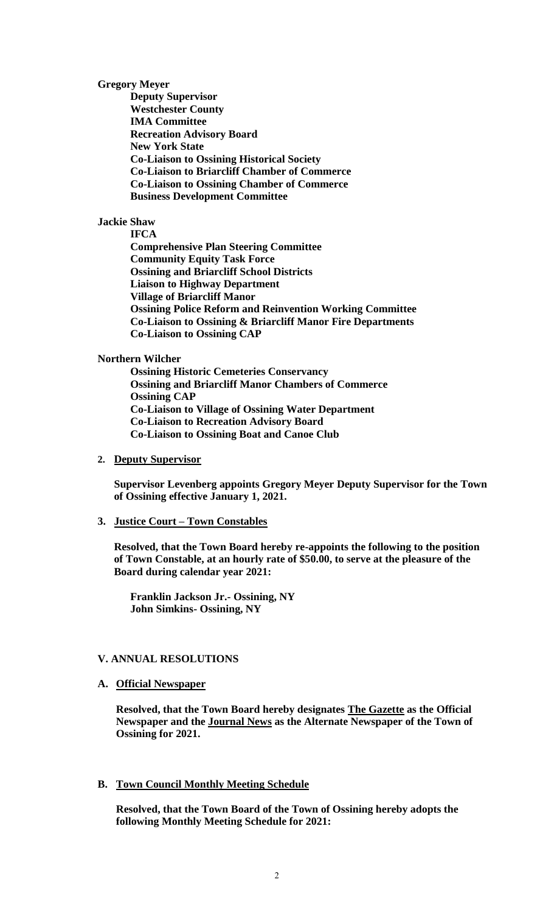**Gregory Meyer**

**Deputy Supervisor**
**Westchester County**
**IMA Committee**
**Recreation Advisory Board**
**New York State**
**Co-Liaison to Ossining Historical Society**
**Co-Liaison to Briarcliff Chamber of Commerce**
**Co-Liaison to Ossining Chamber of Commerce**
**Business Development Committee**

**Jackie Shaw**

**IFCA**
**Comprehensive Plan Steering Committee**
**Community Equity Task Force**
**Ossining and Briarcliff School Districts**
**Liaison to Highway Department**
**Village of Briarcliff Manor**
**Ossining Police Reform and Reinvention Working Committee**
**Co-Liaison to Ossining & Briarcliff Manor Fire Departments**
**Co-Liaison to Ossining CAP**

**Northern Wilcher**

**Ossining Historic Cemeteries Conservancy**
**Ossining and Briarcliff Manor Chambers of Commerce**
**Ossining CAP**
**Co-Liaison to Village of Ossining Water Department**
**Co-Liaison to Recreation Advisory Board**
**Co-Liaison to Ossining Boat and Canoe Club**

**2. Deputy Supervisor**

**Supervisor Levenberg appoints Gregory Meyer Deputy Supervisor for the Town of Ossining effective January 1, 2021.**

**3. Justice Court – Town Constables**

**Resolved, that the Town Board hereby re-appoints the following to the position of Town Constable, at an hourly rate of $50.00, to serve at the pleasure of the Board during calendar year 2021:**

**Franklin Jackson Jr.- Ossining, NY**
**John Simkins- Ossining, NY**

## V. ANNUAL RESOLUTIONS

**A. Official Newspaper**

**Resolved, that the Town Board hereby designates The Gazette as the Official Newspaper and the Journal News as the Alternate Newspaper of the Town of Ossining for 2021.**

**B. Town Council Monthly Meeting Schedule**

**Resolved, that the Town Board of the Town of Ossining hereby adopts the following Monthly Meeting Schedule for 2021:**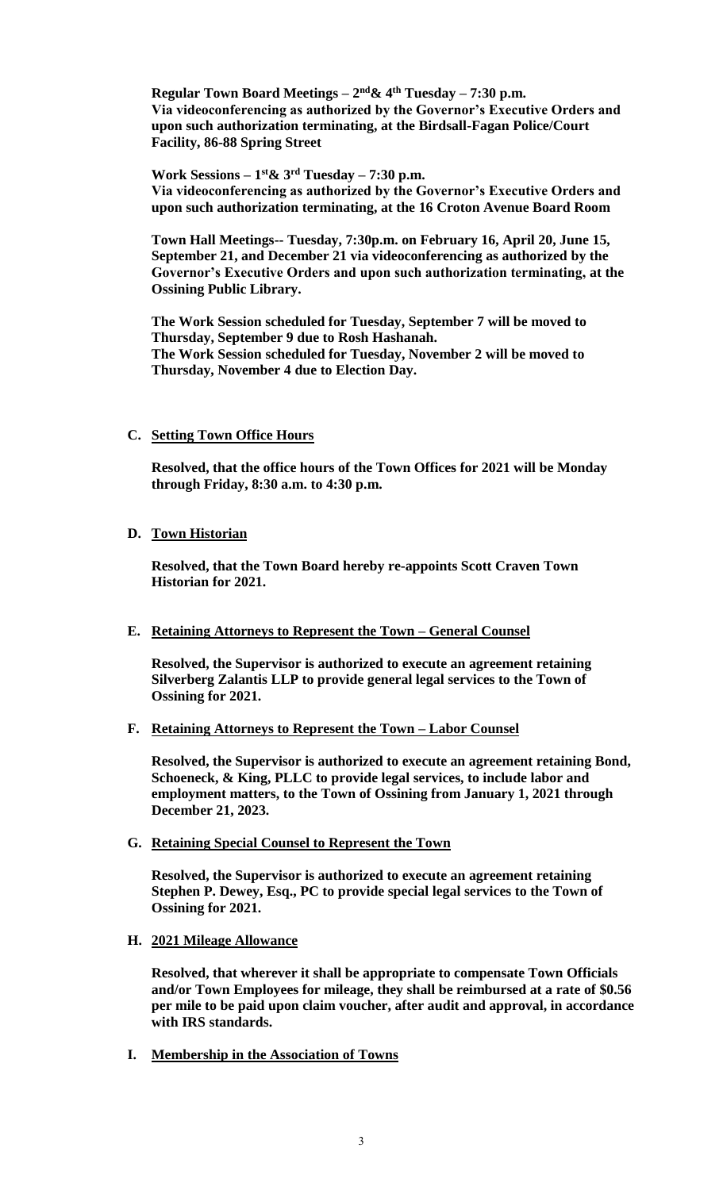**Regular Town Board Meetings – 2nd & 4th Tuesday – 7:30 p.m.**
**Via videoconferencing as authorized by the Governor's Executive Orders and upon such authorization terminating, at the Birdsall-Fagan Police/Court Facility, 86-88 Spring Street**

**Work Sessions – 1st & 3rd Tuesday – 7:30 p.m.**
**Via videoconferencing as authorized by the Governor's Executive Orders and upon such authorization terminating, at the 16 Croton Avenue Board Room**

**Town Hall Meetings-- Tuesday, 7:30p.m. on February 16, April 20, June 15, September 21, and December 21 via videoconferencing as authorized by the Governor's Executive Orders and upon such authorization terminating, at the Ossining Public Library.**

**The Work Session scheduled for Tuesday, September 7 will be moved to Thursday, September 9 due to Rosh Hashanah.**
**The Work Session scheduled for Tuesday, November 2 will be moved to Thursday, November 4 due to Election Day.**

**C. Setting Town Office Hours**

**Resolved, that the office hours of the Town Offices for 2021 will be Monday through Friday, 8:30 a.m. to 4:30 p.m.**

**D. Town Historian**

**Resolved, that the Town Board hereby re-appoints Scott Craven Town Historian for 2021.**

**E. Retaining Attorneys to Represent the Town – General Counsel**

**Resolved, the Supervisor is authorized to execute an agreement retaining Silverberg Zalantis LLP to provide general legal services to the Town of Ossining for 2021.**

**F. Retaining Attorneys to Represent the Town – Labor Counsel**

**Resolved, the Supervisor is authorized to execute an agreement retaining Bond, Schoeneck, & King, PLLC to provide legal services, to include labor and employment matters, to the Town of Ossining from January 1, 2021 through December 21, 2023.**

**G. Retaining Special Counsel to Represent the Town**

**Resolved, the Supervisor is authorized to execute an agreement retaining Stephen P. Dewey, Esq., PC to provide special legal services to the Town of Ossining for 2021.**

**H. 2021 Mileage Allowance**

**Resolved, that wherever it shall be appropriate to compensate Town Officials and/or Town Employees for mileage, they shall be reimbursed at a rate of $0.56 per mile to be paid upon claim voucher, after audit and approval, in accordance with IRS standards.**

**I. Membership in the Association of Towns**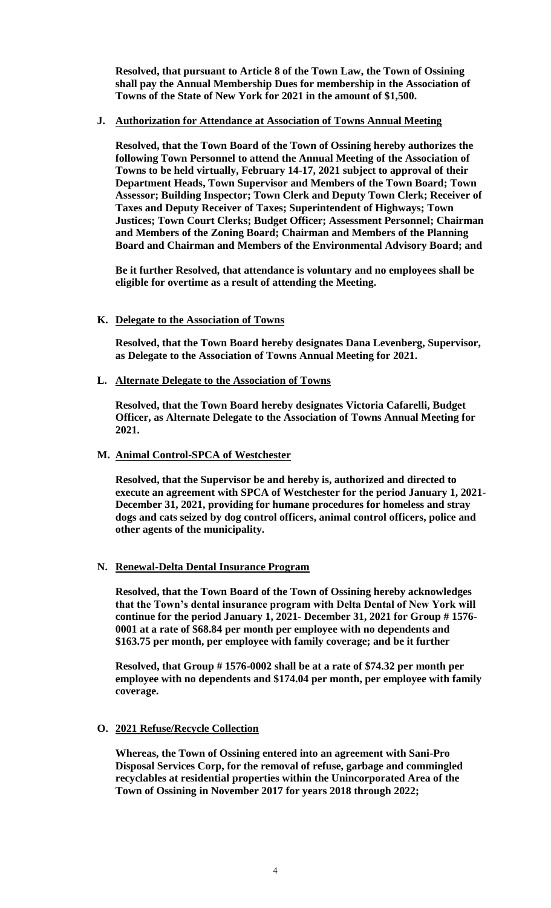**Resolved, that pursuant to Article 8 of the Town Law, the Town of Ossining shall pay the Annual Membership Dues for membership in the Association of Towns of the State of New York for 2021 in the amount of $1,500.**

**J. Authorization for Attendance at Association of Towns Annual Meeting**

**Resolved, that the Town Board of the Town of Ossining hereby authorizes the following Town Personnel to attend the Annual Meeting of the Association of Towns to be held virtually, February 14-17, 2021 subject to approval of their Department Heads, Town Supervisor and Members of the Town Board; Town Assessor; Building Inspector; Town Clerk and Deputy Town Clerk; Receiver of Taxes and Deputy Receiver of Taxes; Superintendent of Highways; Town Justices; Town Court Clerks; Budget Officer; Assessment Personnel; Chairman and Members of the Zoning Board; Chairman and Members of the Planning Board and Chairman and Members of the Environmental Advisory Board; and**

**Be it further Resolved, that attendance is voluntary and no employees shall be eligible for overtime as a result of attending the Meeting.**

**K. Delegate to the Association of Towns**

**Resolved, that the Town Board hereby designates Dana Levenberg, Supervisor, as Delegate to the Association of Towns Annual Meeting for 2021.**

**L. Alternate Delegate to the Association of Towns**

**Resolved, that the Town Board hereby designates Victoria Cafarelli, Budget Officer, as Alternate Delegate to the Association of Towns Annual Meeting for 2021.**

**M. Animal Control-SPCA of Westchester**

**Resolved, that the Supervisor be and hereby is, authorized and directed to execute an agreement with SPCA of Westchester for the period January 1, 2021-December 31, 2021, providing for humane procedures for homeless and stray dogs and cats seized by dog control officers, animal control officers, police and other agents of the municipality.**

**N. Renewal-Delta Dental Insurance Program**

**Resolved, that the Town Board of the Town of Ossining hereby acknowledges that the Town's dental insurance program with Delta Dental of New York will continue for the period January 1, 2021- December 31, 2021 for Group # 1576-0001 at a rate of $68.84 per month per employee with no dependents and $163.75 per month, per employee with family coverage; and be it further**

**Resolved, that Group # 1576-0002 shall be at a rate of $74.32 per month per employee with no dependents and $174.04 per month, per employee with family coverage.**

**O. 2021 Refuse/Recycle Collection**

**Whereas, the Town of Ossining entered into an agreement with Sani-Pro Disposal Services Corp, for the removal of refuse, garbage and commingled recyclables at residential properties within the Unincorporated Area of the Town of Ossining in November 2017 for years 2018 through 2022;**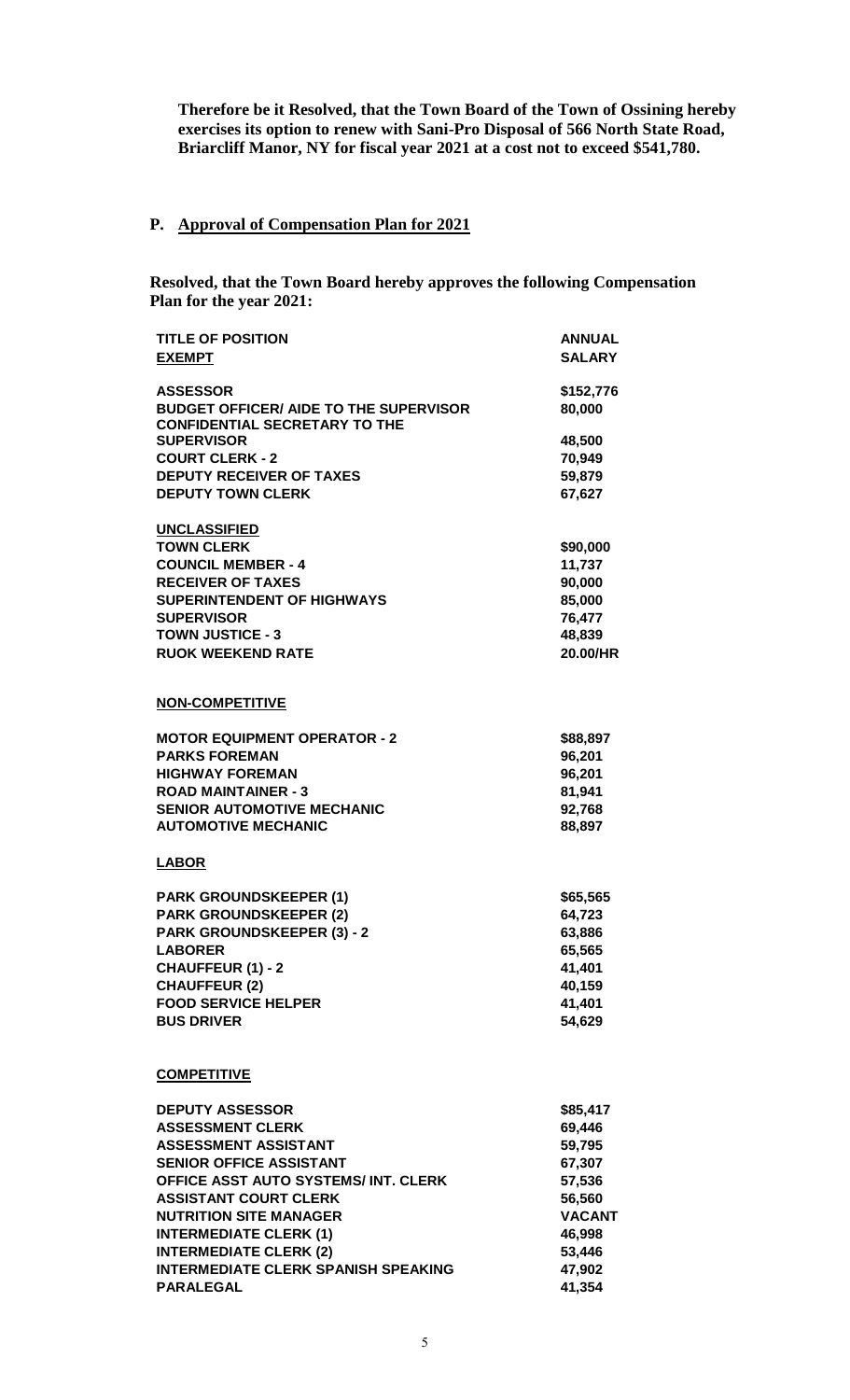**Therefore be it Resolved, that the Town Board of the Town of Ossining hereby exercises its option to renew with Sani-Pro Disposal of 566 North State Road, Briarcliff Manor, NY for fiscal year 2021 at a cost not to exceed $541,780.**

## P. Approval of Compensation Plan for 2021

**Resolved, that the Town Board hereby approves the following Compensation Plan for the year 2021:**

| TITLE OF POSITION | ANNUAL SALARY |
|---|---|
| **EXEMPT** | |
| ASSESSOR | $152,776 |
| BUDGET OFFICER/ AIDE TO THE SUPERVISOR | 80,000 |
| CONFIDENTIAL SECRETARY TO THE SUPERVISOR | 48,500 |
| COURT CLERK - 2 | 70,949 |
| DEPUTY RECEIVER OF TAXES | 59,879 |
| DEPUTY TOWN CLERK | 67,627 |
| **UNCLASSIFIED** | |
| TOWN CLERK | $90,000 |
| COUNCIL MEMBER - 4 | 11,737 |
| RECEIVER OF TAXES | 90,000 |
| SUPERINTENDENT OF HIGHWAYS | 85,000 |
| SUPERVISOR | 76,477 |
| TOWN JUSTICE - 3 | 48,839 |
| RUOK WEEKEND RATE | 20.00/HR |
| **NON-COMPETITIVE** | |
| MOTOR EQUIPMENT OPERATOR - 2 | $88,897 |
| PARKS FOREMAN | 96,201 |
| HIGHWAY FOREMAN | 96,201 |
| ROAD MAINTAINER - 3 | 81,941 |
| SENIOR AUTOMOTIVE MECHANIC | 92,768 |
| AUTOMOTIVE MECHANIC | 88,897 |
| **LABOR** | |
| PARK GROUNDSKEEPER (1) | $65,565 |
| PARK GROUNDSKEEPER (2) | 64,723 |
| PARK GROUNDSKEEPER (3) - 2 | 63,886 |
| LABORER | 65,565 |
| CHAUFFEUR (1) - 2 | 41,401 |
| CHAUFFEUR (2) | 40,159 |
| FOOD SERVICE HELPER | 41,401 |
| BUS DRIVER | 54,629 |
| **COMPETITIVE** | |
| DEPUTY ASSESSOR | $85,417 |
| ASSESSMENT CLERK | 69,446 |
| ASSESSMENT ASSISTANT | 59,795 |
| SENIOR OFFICE ASSISTANT | 67,307 |
| OFFICE ASST AUTO SYSTEMS/ INT. CLERK | 57,536 |
| ASSISTANT COURT CLERK | 56,560 |
| NUTRITION SITE MANAGER | VACANT |
| INTERMEDIATE CLERK (1) | 46,998 |
| INTERMEDIATE CLERK (2) | 53,446 |
| INTERMEDIATE CLERK SPANISH SPEAKING | 47,902 |
| PARALEGAL | 41,354 |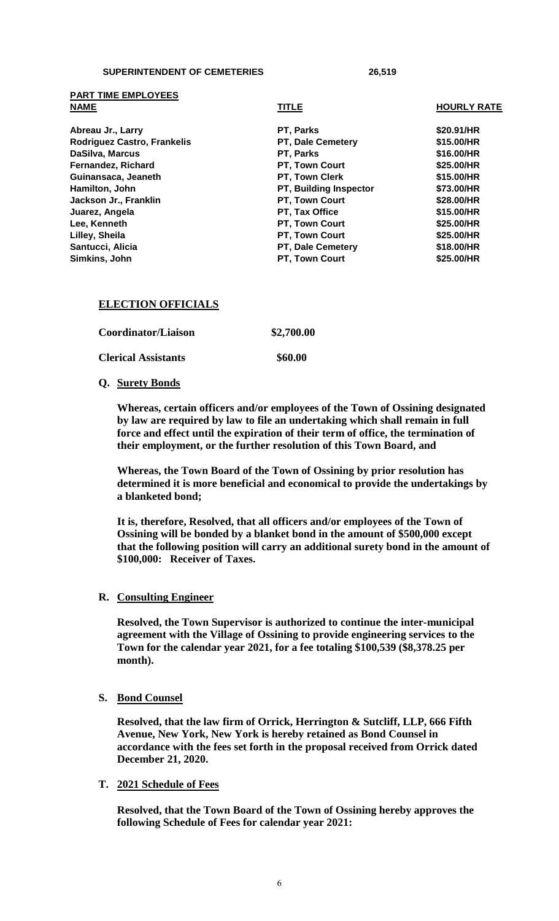**SUPERINTENDENT OF CEMETERIES 26,519**

**PART TIME EMPLOYEES**

| NAME | TITLE | HOURLY RATE |
|---|---|---|
| Abreau Jr., Larry | PT, Parks | $20.91/HR |
| Rodriguez Castro, Frankelis | PT, Dale Cemetery | $15.00/HR |
| DaSilva, Marcus | PT, Parks | $16.00/HR |
| Fernandez, Richard | PT, Town Court | $25.00/HR |
| Guinansaca, Jeaneth | PT, Town Clerk | $15.00/HR |
| Hamilton, John | PT, Building Inspector | $73.00/HR |
| Jackson Jr., Franklin | PT, Town Court | $28.00/HR |
| Juarez, Angela | PT, Tax Office | $15.00/HR |
| Lee, Kenneth | PT, Town Court | $25.00/HR |
| Lilley, Sheila | PT, Town Court | $25.00/HR |
| Santucci, Alicia | PT, Dale Cemetery | $18.00/HR |
| Simkins, John | PT, Town Court | $25.00/HR |

**ELECTION OFFICIALS**

| | |
|---|---|
| Coordinator/Liaison | $2,700.00 |
| Clerical Assistants | $60.00 |

**Q. Surety Bonds**

**Whereas, certain officers and/or employees of the Town of Ossining designated by law are required by law to file an undertaking which shall remain in full force and effect until the expiration of their term of office, the termination of their employment, or the further resolution of this Town Board, and**

**Whereas, the Town Board of the Town of Ossining by prior resolution has determined it is more beneficial and economical to provide the undertakings by a blanketed bond;**

**It is, therefore, Resolved, that all officers and/or employees of the Town of Ossining will be bonded by a blanket bond in the amount of $500,000 except that the following position will carry an additional surety bond in the amount of $100,000: Receiver of Taxes.**

**R. Consulting Engineer**

**Resolved, the Town Supervisor is authorized to continue the inter-municipal agreement with the Village of Ossining to provide engineering services to the Town for the calendar year 2021, for a fee totaling $100,539 ($8,378.25 per month).**

**S. Bond Counsel**

**Resolved, that the law firm of Orrick, Herrington & Sutcliff, LLP, 666 Fifth Avenue, New York, New York is hereby retained as Bond Counsel in accordance with the fees set forth in the proposal received from Orrick dated December 21, 2020.**

**T. 2021 Schedule of Fees**

**Resolved, that the Town Board of the Town of Ossining hereby approves the following Schedule of Fees for calendar year 2021:**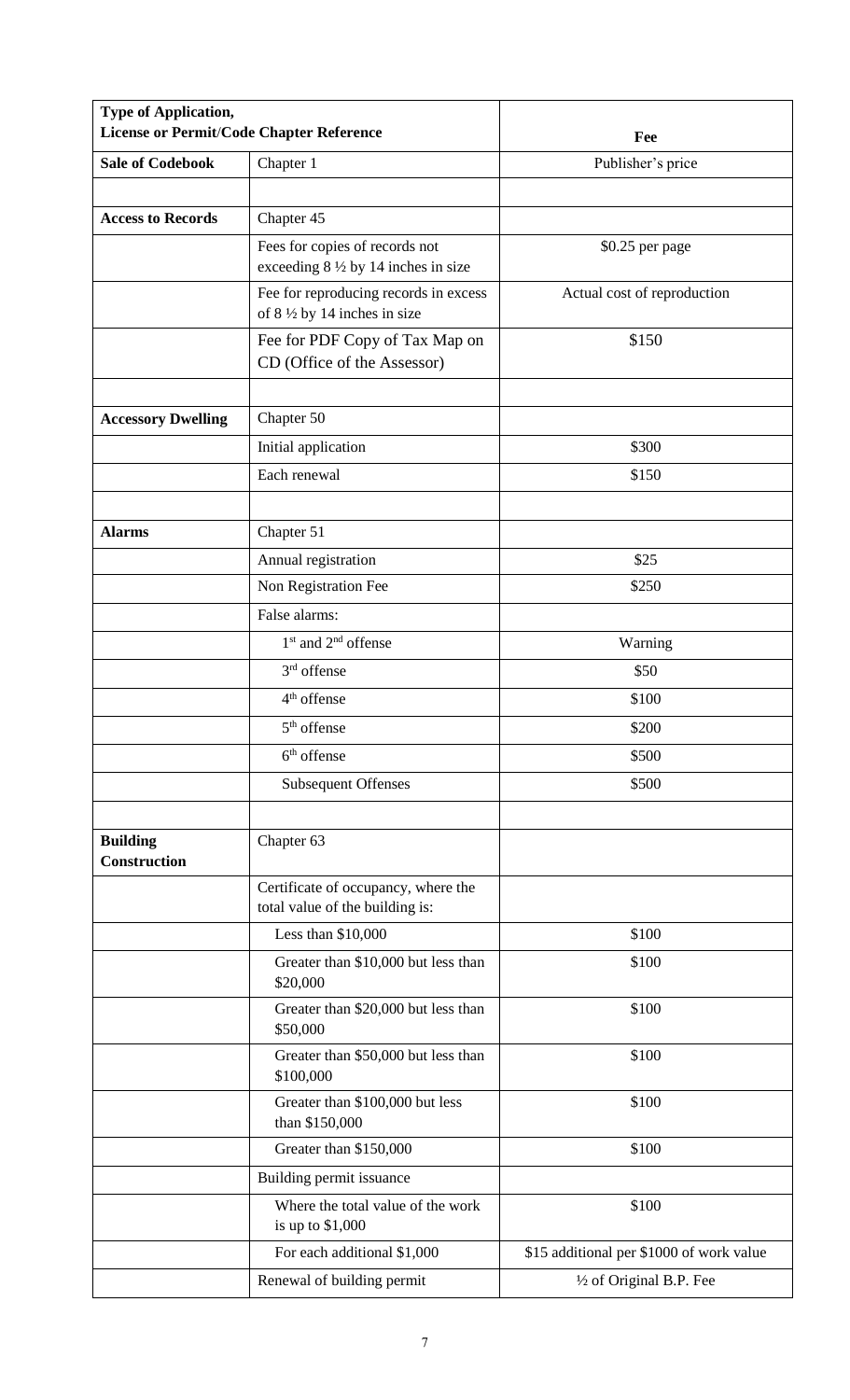| Type of Application, License or Permit/Code Chapter Reference | | Fee |
|---|---|---|
| **Sale of Codebook** | Chapter 1 | Publisher's price |
| | | |
| **Access to Records** | Chapter 45 | |
| | Fees for copies of records not exceeding 8 ½ by 14 inches in size | \$0.25 per page |
| | Fee for reproducing records in excess of 8 ½ by 14 inches in size | Actual cost of reproduction |
| | Fee for PDF Copy of Tax Map on CD (Office of the Assessor) | \$150 |
| | | |
| **Accessory Dwelling** | Chapter 50 | |
| | Initial application | \$300 |
| | Each renewal | \$150 |
| | | |
| **Alarms** | Chapter 51 | |
| | Annual registration | \$25 |
| | Non Registration Fee | \$250 |
| | False alarms: | |
| | 1st and 2nd offense | Warning |
| | 3rd offense | \$50 |
| | 4th offense | \$100 |
| | 5th offense | \$200 |
| | 6th offense | \$500 |
| | Subsequent Offenses | \$500 |
| | | |
| **Building Construction** | Chapter 63 | |
| | Certificate of occupancy, where the total value of the building is: | |
| | Less than \$10,000 | \$100 |
| | Greater than \$10,000 but less than \$20,000 | \$100 |
| | Greater than \$20,000 but less than \$50,000 | \$100 |
| | Greater than \$50,000 but less than \$100,000 | \$100 |
| | Greater than \$100,000 but less than \$150,000 | \$100 |
| | Greater than \$150,000 | \$100 |
| | Building permit issuance | |
| | Where the total value of the work is up to \$1,000 | \$100 |
| | For each additional \$1,000 | \$15 additional per \$1000 of work value |
| | Renewal of building permit | ½ of Original B.P. Fee |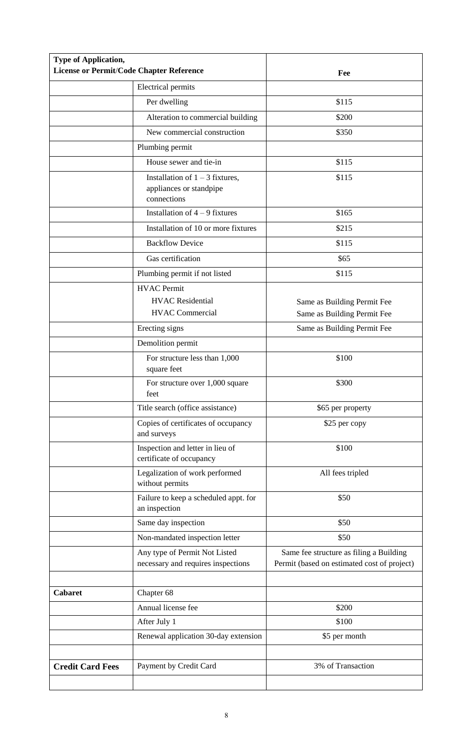| Type of Application, License or Permit/Code Chapter Reference | | Fee |
|---|---|---|
| | Electrical permits | |
| | Per dwelling | $115 |
| | Alteration to commercial building | $200 |
| | New commercial construction | $350 |
| | Plumbing permit | |
| | House sewer and tie-in | $115 |
| | Installation of 1 – 3 fixtures, appliances or standpipe connections | $115 |
| | Installation of 4 – 9 fixtures | $165 |
| | Installation of 10 or more fixtures | $215 |
| | Backflow Device | $115 |
| | Gas certification | $65 |
| | Plumbing permit if not listed | $115 |
| | HVAC Permit<br>HVAC Residential<br>HVAC Commercial | Same as Building Permit Fee<br>Same as Building Permit Fee |
| | Erecting signs | Same as Building Permit Fee |
| | Demolition permit | |
| | For structure less than 1,000 square feet | $100 |
| | For structure over 1,000 square feet | $300 |
| | Title search (office assistance) | $65 per property |
| | Copies of certificates of occupancy and surveys | $25 per copy |
| | Inspection and letter in lieu of certificate of occupancy | $100 |
| | Legalization of work performed without permits | All fees tripled |
| | Failure to keep a scheduled appt. for an inspection | $50 |
| | Same day inspection | $50 |
| | Non-mandated inspection letter | $50 |
| | Any type of Permit Not Listed necessary and requires inspections | Same fee structure as filing a Building Permit (based on estimated cost of project) |
| | | |
| **Cabaret** | Chapter 68 | |
| | Annual license fee | $200 |
| | After July 1 | $100 |
| | Renewal application 30-day extension | $5 per month |
| | | |
| **Credit Card Fees** | Payment by Credit Card | 3% of Transaction |
| | | |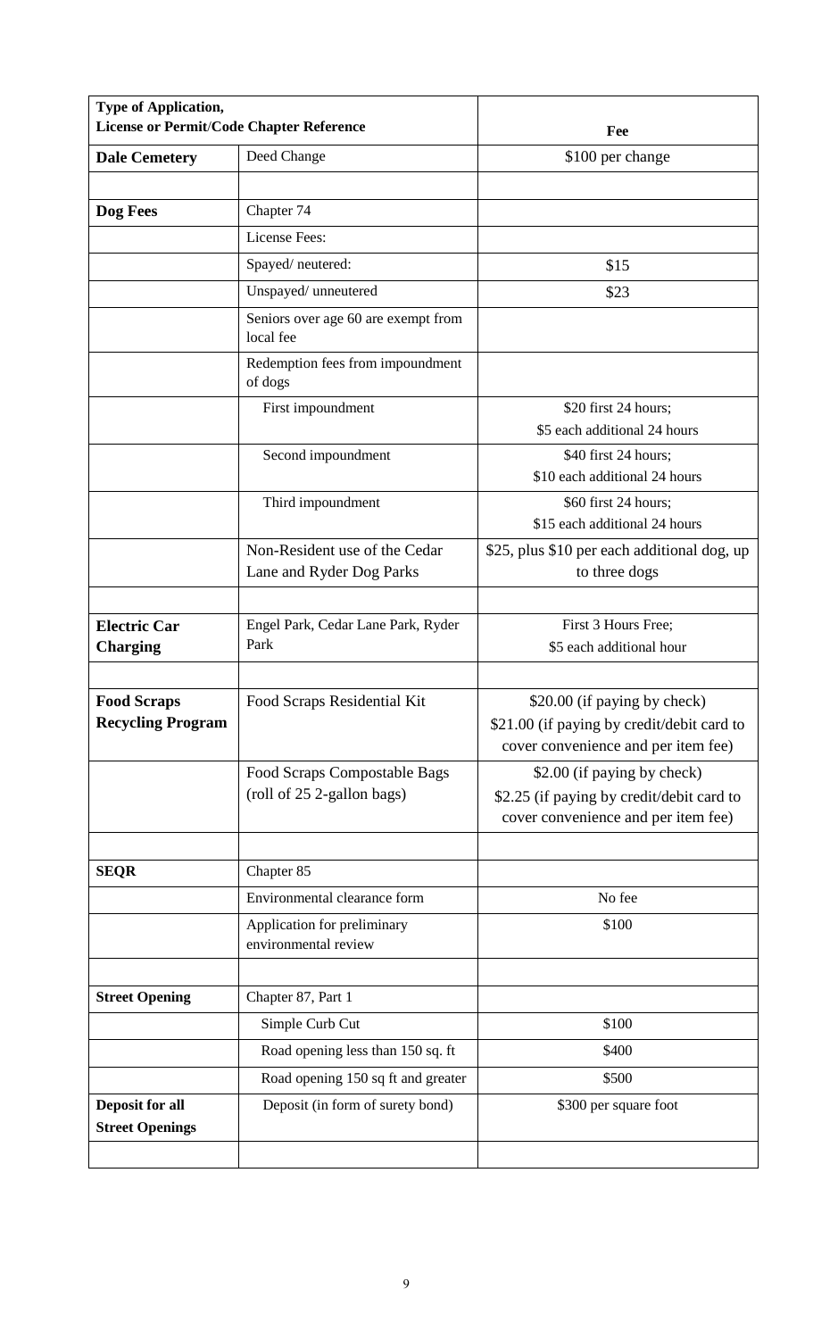| Type of Application, License or Permit/Code Chapter Reference | | Fee |
|---|---|---|
| **Dale Cemetery** | Deed Change | $100 per change |
| | | |
| **Dog Fees** | Chapter 74 | |
| | License Fees: | |
| | Spayed/ neutered: | $15 |
| | Unspayed/ unneutered | $23 |
| | Seniors over age 60 are exempt from local fee | |
| | Redemption fees from impoundment of dogs | |
| | First impoundment | $20 first 24 hours; $5 each additional 24 hours |
| | Second impoundment | $40 first 24 hours; $10 each additional 24 hours |
| | Third impoundment | $60 first 24 hours; $15 each additional 24 hours |
| | Non-Resident use of the Cedar Lane and Ryder Dog Parks | $25, plus $10 per each additional dog, up to three dogs |
| | | |
| **Electric Car Charging** | Engel Park, Cedar Lane Park, Ryder Park | First 3 Hours Free; $5 each additional hour |
| | | |
| **Food Scraps Recycling Program** | Food Scraps Residential Kit | $20.00 (if paying by check) $21.00 (if paying by credit/debit card to cover convenience and per item fee) |
| | Food Scraps Compostable Bags (roll of 25 2-gallon bags) | $2.00 (if paying by check) $2.25 (if paying by credit/debit card to cover convenience and per item fee) |
| | | |
| **SEQR** | Chapter 85 | |
| | Environmental clearance form | No fee |
| | Application for preliminary environmental review | $100 |
| | | |
| **Street Opening** | Chapter 87, Part 1 | |
| | Simple Curb Cut | $100 |
| | Road opening less than 150 sq. ft | $400 |
| | Road opening 150 sq ft and greater | $500 |
| **Deposit for all Street Openings** | Deposit (in form of surety bond) | $300 per square foot |
| | | |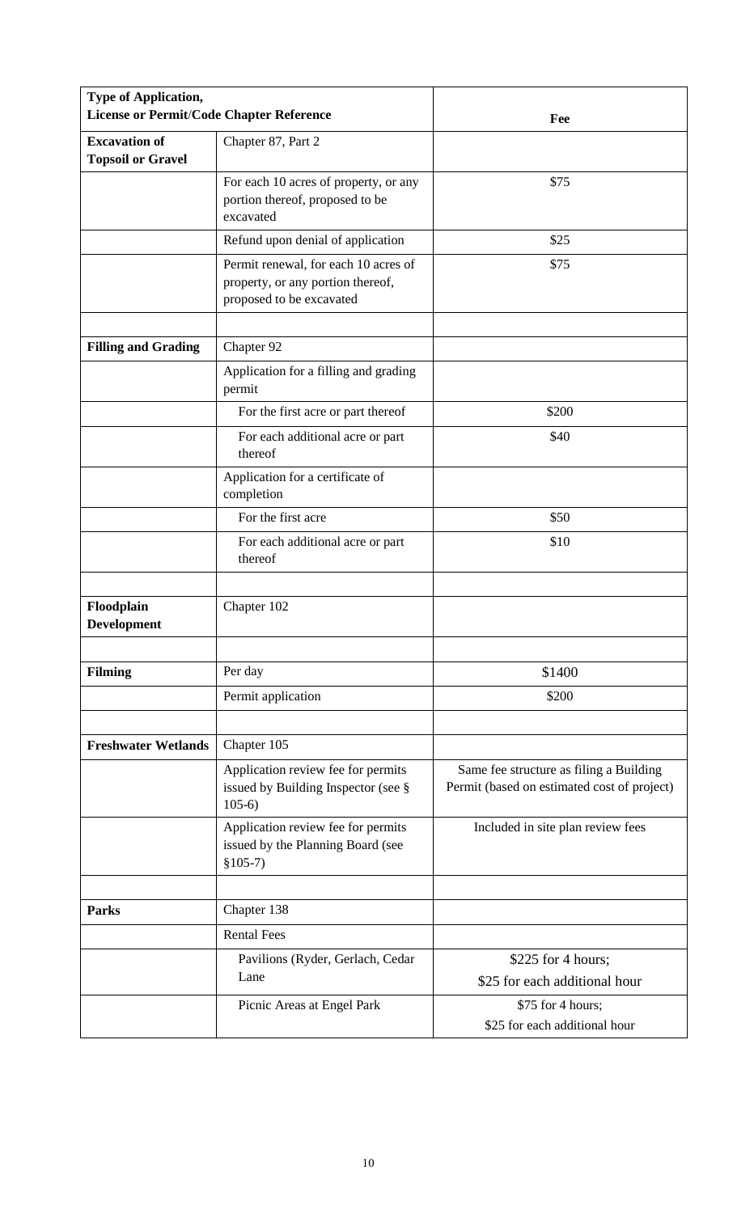| Type of Application, License or Permit/Code Chapter Reference | | Fee |
| --- | --- | --- |
| **Excavation of Topsoil or Gravel** | Chapter 87, Part 2 | |
| | For each 10 acres of property, or any portion thereof, proposed to be excavated | $75 |
| | Refund upon denial of application | $25 |
| | Permit renewal, for each 10 acres of property, or any portion thereof, proposed to be excavated | $75 |
| | | |
| **Filling and Grading** | Chapter 92 | |
| | Application for a filling and grading permit | |
| | For the first acre or part thereof | $200 |
| | For each additional acre or part thereof | $40 |
| | Application for a certificate of completion | |
| | For the first acre | $50 |
| | For each additional acre or part thereof | $10 |
| | | |
| **Floodplain Development** | Chapter 102 | |
| | | |
| **Filming** | Per day | $1400 |
| | Permit application | $200 |
| | | |
| **Freshwater Wetlands** | Chapter 105 | |
| | Application review fee for permits issued by Building Inspector (see § 105-6) | Same fee structure as filing a Building Permit (based on estimated cost of project) |
| | Application review fee for permits issued by the Planning Board (see §105-7) | Included in site plan review fees |
| | | |
| **Parks** | Chapter 138 | |
| | Rental Fees | |
| | Pavilions (Ryder, Gerlach, Cedar Lane | $225 for 4 hours; $25 for each additional hour |
| | Picnic Areas at Engel Park | $75 for 4 hours; $25 for each additional hour |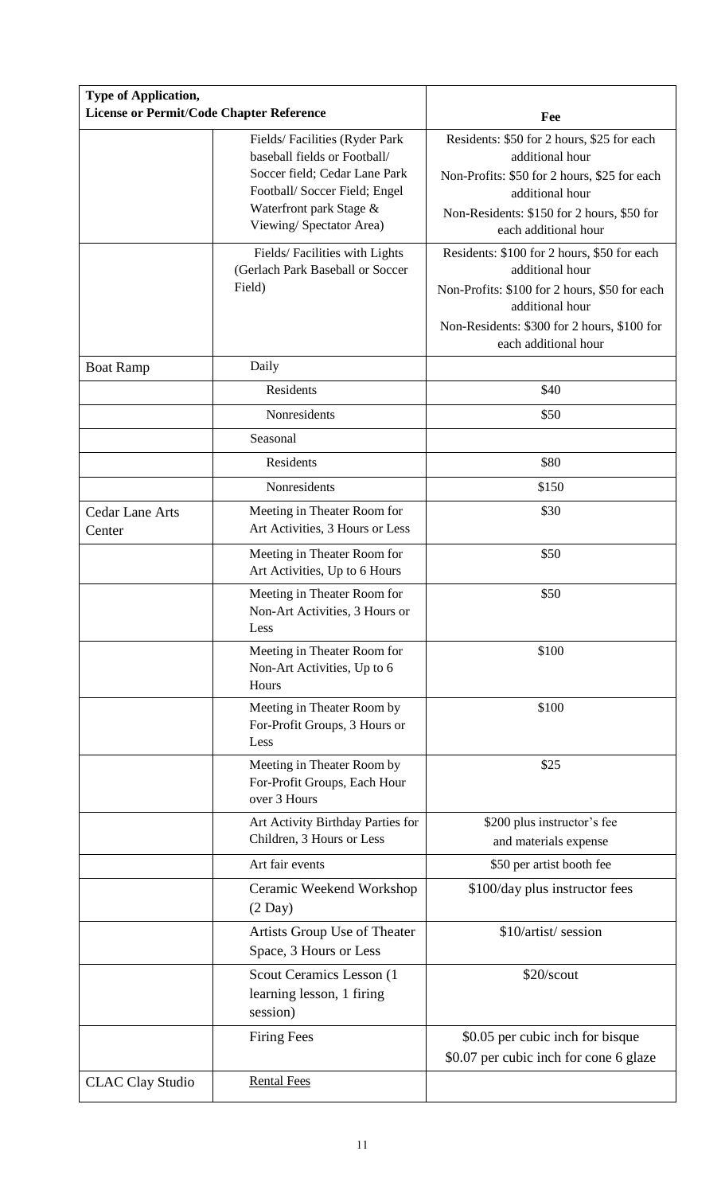| Type of Application, License or Permit/Code Chapter Reference | | Fee |
|---|---|---|
| | Fields/ Facilities (Ryder Park baseball fields or Football/ Soccer field; Cedar Lane Park Football/ Soccer Field; Engel Waterfront park Stage & Viewing/ Spectator Area) | Residents: $50 for 2 hours, $25 for each additional hour<br>Non-Profits: $50 for 2 hours, $25 for each additional hour<br>Non-Residents: $150 for 2 hours, $50 for each additional hour |
| | Fields/ Facilities with Lights (Gerlach Park Baseball or Soccer Field) | Residents: $100 for 2 hours, $50 for each additional hour<br>Non-Profits: $100 for 2 hours, $50 for each additional hour<br>Non-Residents: $300 for 2 hours, $100 for each additional hour |
| Boat Ramp | Daily | |
| | Residents | $40 |
| | Nonresidents | $50 |
| | Seasonal | |
| | Residents | $80 |
| | Nonresidents | $150 |
| Cedar Lane Arts Center | Meeting in Theater Room for Art Activities, 3 Hours or Less | $30 |
| | Meeting in Theater Room for Art Activities, Up to 6 Hours | $50 |
| | Meeting in Theater Room for Non-Art Activities, 3 Hours or Less | $50 |
| | Meeting in Theater Room for Non-Art Activities, Up to 6 Hours | $100 |
| | Meeting in Theater Room by For-Profit Groups, 3 Hours or Less | $100 |
| | Meeting in Theater Room by For-Profit Groups, Each Hour over 3 Hours | $25 |
| | Art Activity Birthday Parties for Children, 3 Hours or Less | $200 plus instructor's fee and materials expense |
| | Art fair events | $50 per artist booth fee |
| | Ceramic Weekend Workshop (2 Day) | $100/day plus instructor fees |
| | Artists Group Use of Theater Space, 3 Hours or Less | $10/artist/ session |
| | Scout Ceramics Lesson (1 learning lesson, 1 firing session) | $20/scout |
| | Firing Fees | $0.05 per cubic inch for bisque<br>$0.07 per cubic inch for cone 6 glaze |
| CLAC Clay Studio | Rental Fees | |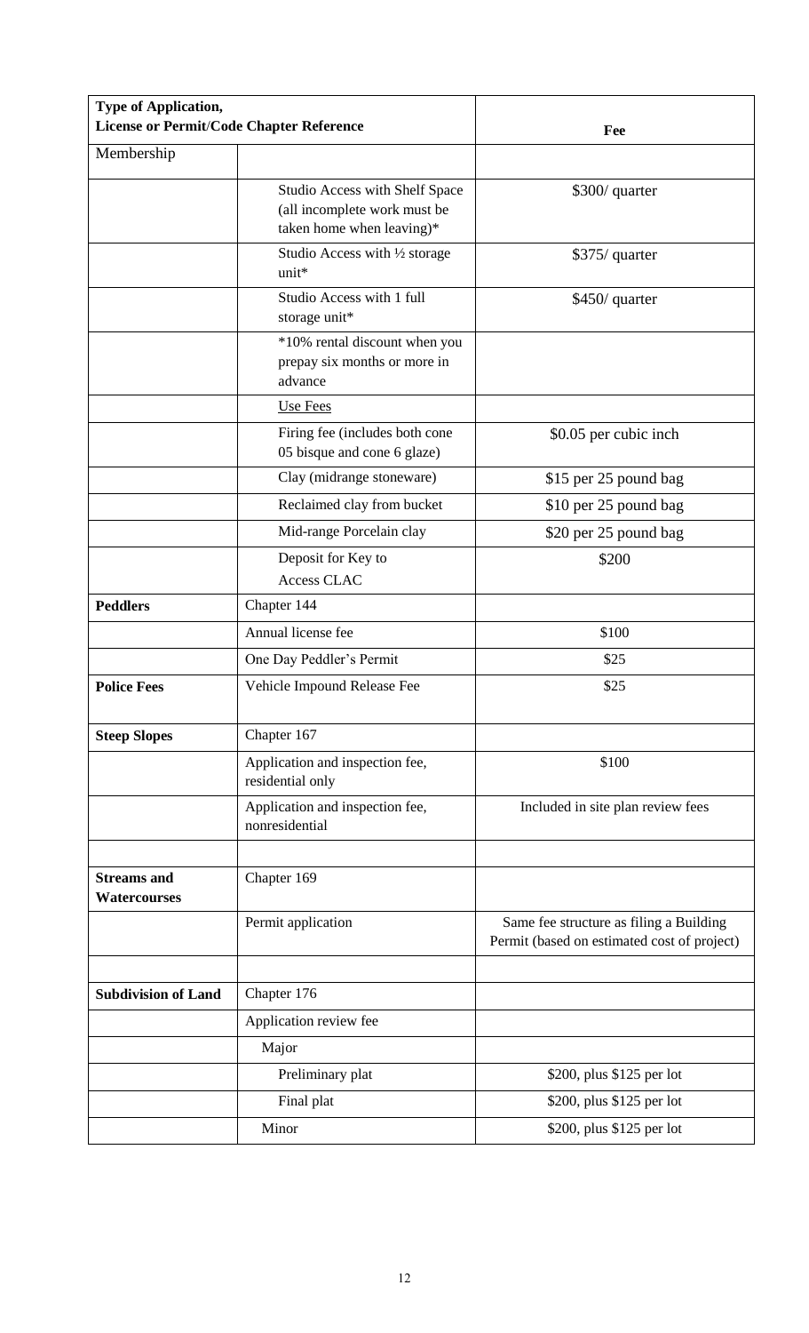| **Type of Application, License or Permit/Code Chapter Reference** | | **Fee** |
| --- | --- | --- |
| Membership | | |
| | Studio Access with Shelf Space (all incomplete work must be taken home when leaving)* | $300/ quarter |
| | Studio Access with ½ storage unit* | $375/ quarter |
| | Studio Access with 1 full storage unit* | $450/ quarter |
| | *10% rental discount when you prepay six months or more in advance | |
| | Use Fees | |
| | Firing fee (includes both cone 05 bisque and cone 6 glaze) | $0.05 per cubic inch |
| | Clay (midrange stoneware) | $15 per 25 pound bag |
| | Reclaimed clay from bucket | $10 per 25 pound bag |
| | Mid-range Porcelain clay | $20 per 25 pound bag |
| | Deposit for Key to Access CLAC | $200 |
| **Peddlers** | Chapter 144 | |
| | Annual license fee | $100 |
| | One Day Peddler's Permit | $25 |
| **Police Fees** | Vehicle Impound Release Fee | $25 |
| **Steep Slopes** | Chapter 167 | |
| | Application and inspection fee, residential only | $100 |
| | Application and inspection fee, nonresidential | Included in site plan review fees |
| | | |
| **Streams and Watercourses** | Chapter 169 | |
| | Permit application | Same fee structure as filing a Building Permit (based on estimated cost of project) |
| | | |
| **Subdivision of Land** | Chapter 176 | |
| | Application review fee | |
| | Major | |
| | Preliminary plat | $200, plus $125 per lot |
| | Final plat | $200, plus $125 per lot |
| | Minor | $200, plus $125 per lot |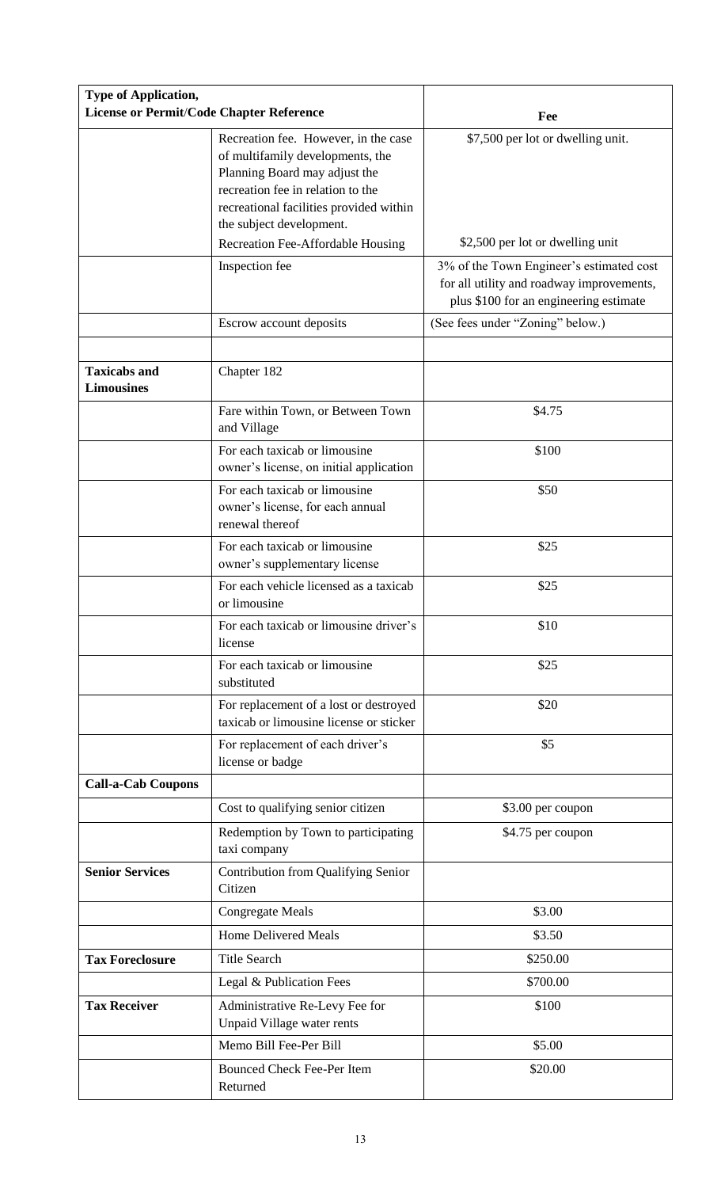| Type of Application, License or Permit/Code Chapter Reference | | Fee |
|---|---|---|
| | Recreation fee. However, in the case of multifamily developments, the Planning Board may adjust the recreation fee in relation to the recreational facilities provided within the subject development. | $7,500 per lot or dwelling unit. |
| | Recreation Fee-Affordable Housing | $2,500 per lot or dwelling unit |
| | Inspection fee | 3% of the Town Engineer's estimated cost for all utility and roadway improvements, plus $100 for an engineering estimate |
| | Escrow account deposits | (See fees under "Zoning" below.) |
| | | |
| **Taxicabs and Limousines** | Chapter 182 | |
| | Fare within Town, or Between Town and Village | $4.75 |
| | For each taxicab or limousine owner's license, on initial application | $100 |
| | For each taxicab or limousine owner's license, for each annual renewal thereof | $50 |
| | For each taxicab or limousine owner's supplementary license | $25 |
| | For each vehicle licensed as a taxicab or limousine | $25 |
| | For each taxicab or limousine driver's license | $10 |
| | For each taxicab or limousine substituted | $25 |
| | For replacement of a lost or destroyed taxicab or limousine license or sticker | $20 |
| | For replacement of each driver's license or badge | $5 |
| **Call-a-Cab Coupons** | | |
| | Cost to qualifying senior citizen | $3.00 per coupon |
| | Redemption by Town to participating taxi company | $4.75 per coupon |
| **Senior Services** | Contribution from Qualifying Senior Citizen | |
| | Congregate Meals | $3.00 |
| | Home Delivered Meals | $3.50 |
| **Tax Foreclosure** | Title Search | $250.00 |
| | Legal & Publication Fees | $700.00 |
| **Tax Receiver** | Administrative Re-Levy Fee for Unpaid Village water rents | $100 |
| | Memo Bill Fee-Per Bill | $5.00 |
| | Bounced Check Fee-Per Item Returned | $20.00 |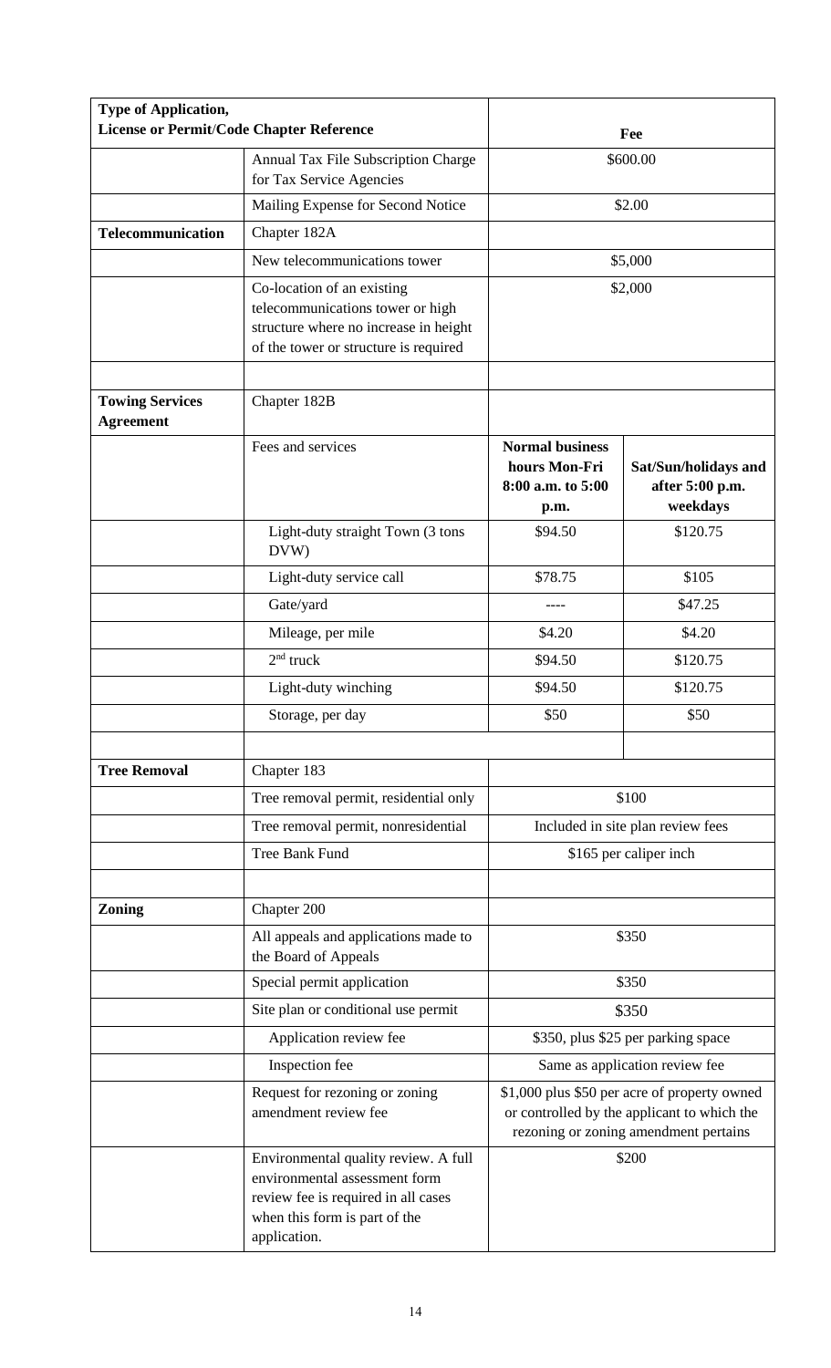| Type of Application, License or Permit/Code Chapter Reference | | Fee | |
|---|---|---|---|
| | Annual Tax File Subscription Charge for Tax Service Agencies | $600.00 | |
| | Mailing Expense for Second Notice | $2.00 | |
| **Telecommunication** | Chapter 182A | | |
| | New telecommunications tower | $5,000 | |
| | Co-location of an existing telecommunications tower or high structure where no increase in height of the tower or structure is required | $2,000 | |
| | | | |
| **Towing Services Agreement** | Chapter 182B | | |
| | Fees and services | **Normal business hours Mon-Fri 8:00 a.m. to 5:00 p.m.** | **Sat/Sun/holidays and after 5:00 p.m. weekdays** |
| | Light-duty straight Town (3 tons DVW) | $94.50 | $120.75 |
| | Light-duty service call | $78.75 | $105 |
| | Gate/yard | ---- | $47.25 |
| | Mileage, per mile | $4.20 | $4.20 |
| | 2nd truck | $94.50 | $120.75 |
| | Light-duty winching | $94.50 | $120.75 |
| | Storage, per day | $50 | $50 |
| | | | |
| **Tree Removal** | Chapter 183 | | |
| | Tree removal permit, residential only | $100 | |
| | Tree removal permit, nonresidential | Included in site plan review fees | |
| | Tree Bank Fund | $165 per caliper inch | |
| | | | |
| **Zoning** | Chapter 200 | | |
| | All appeals and applications made to the Board of Appeals | $350 | |
| | Special permit application | $350 | |
| | Site plan or conditional use permit | $350 | |
| | Application review fee | $350, plus $25 per parking space | |
| | Inspection fee | Same as application review fee | |
| | Request for rezoning or zoning amendment review fee | $1,000 plus $50 per acre of property owned or controlled by the applicant to which the rezoning or zoning amendment pertains | |
| | Environmental quality review. A full environmental assessment form review fee is required in all cases when this form is part of the application. | $200 | |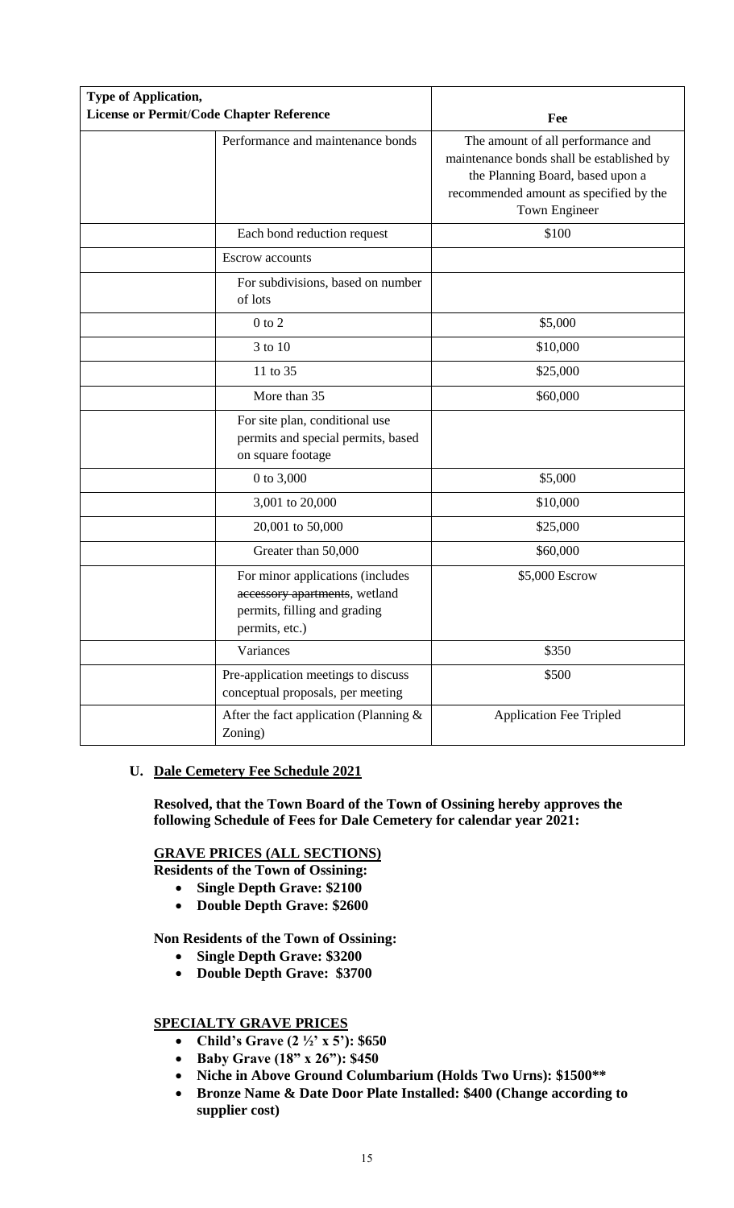| Type of Application, License or Permit/Code Chapter Reference | | Fee |
|---|---|---|
| | Performance and maintenance bonds | The amount of all performance and maintenance bonds shall be established by the Planning Board, based upon a recommended amount as specified by the Town Engineer |
| | Each bond reduction request | $100 |
| | Escrow accounts | |
| | For subdivisions, based on number of lots | |
| | 0 to 2 | $5,000 |
| | 3 to 10 | $10,000 |
| | 11 to 35 | $25,000 |
| | More than 35 | $60,000 |
| | For site plan, conditional use permits and special permits, based on square footage | |
| | 0 to 3,000 | $5,000 |
| | 3,001 to 20,000 | $10,000 |
| | 20,001 to 50,000 | $25,000 |
| | Greater than 50,000 | $60,000 |
| | For minor applications (includes ~~accessory apartments~~, wetland permits, filling and grading permits, etc.) | $5,000 Escrow |
| | Variances | $350 |
| | Pre-application meetings to discuss conceptual proposals, per meeting | $500 |
| | After the fact application (Planning & Zoning) | Application Fee Tripled |

**U. Dale Cemetery Fee Schedule 2021**

**Resolved, that the Town Board of the Town of Ossining hereby approves the following Schedule of Fees for Dale Cemetery for calendar year 2021:**

**GRAVE PRICES (ALL SECTIONS)**

**Residents of the Town of Ossining:**

- **Single Depth Grave: $2100**
- **Double Depth Grave: $2600**

**Non Residents of the Town of Ossining:**

- **Single Depth Grave: $3200**
- **Double Depth Grave: $3700**

**SPECIALTY GRAVE PRICES**

- **Child's Grave (2 ½' x 5'): $650**
- **Baby Grave (18" x 26"): $450**
- **Niche in Above Ground Columbarium (Holds Two Urns): $1500**\*\***
- **Bronze Name & Date Door Plate Installed: $400 (Change according to supplier cost)**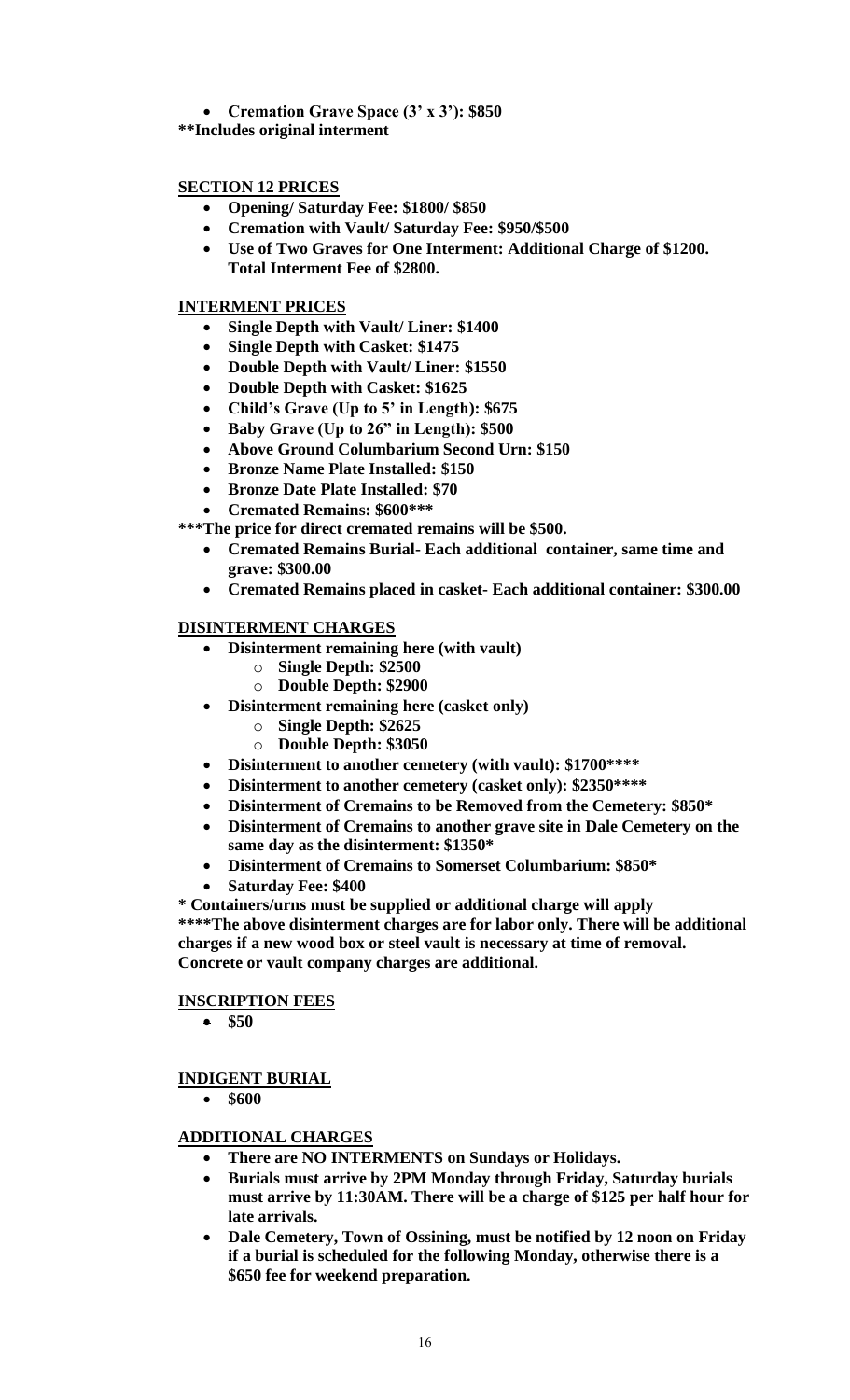- **Cremation Grave Space (3' x 3'): $850**

****Includes original interment**

## SECTION 12 PRICES

- **Opening/ Saturday Fee: $1800/ $850**
- **Cremation with Vault/ Saturday Fee: $950/$500**
- **Use of Two Graves for One Interment: Additional Charge of $1200. Total Interment Fee of $2800.**

## INTERMENT PRICES

- **Single Depth with Vault/ Liner: $1400**
- **Single Depth with Casket: $1475**
- **Double Depth with Vault/ Liner: $1550**
- **Double Depth with Casket: $1625**
- **Child's Grave (Up to 5' in Length): $675**
- **Baby Grave (Up to 26" in Length): $500**
- **Above Ground Columbarium Second Urn: $150**
- **Bronze Name Plate Installed: $150**
- **Bronze Date Plate Installed: $70**
- **Cremated Remains: $600*****

*****The price for direct cremated remains will be $500.**

- **Cremated Remains Burial- Each additional container, same time and grave: $300.00**
- **Cremated Remains placed in casket- Each additional container: $300.00**

## DISINTERMENT CHARGES

- **Disinterment remaining here (with vault)**
  - **Single Depth: $2500**
  - **Double Depth: $2900**
- **Disinterment remaining here (casket only)**
  - **Single Depth: $2625**
  - **Double Depth: $3050**
- **Disinterment to another cemetery (with vault): $1700******
- **Disinterment to another cemetery (casket only): $2350******
- **Disinterment of Cremains to be Removed from the Cemetery: $850***
- **Disinterment of Cremains to another grave site in Dale Cemetery on the same day as the disinterment: $1350***
- **Disinterment of Cremains to Somerset Columbarium: $850***
- **Saturday Fee: $400**

**\* Containers/urns must be supplied or additional charge will apply**

******The above disinterment charges are for labor only. There will be additional charges if a new wood box or steel vault is necessary at time of removal. Concrete or vault company charges are additional.**

## INSCRIPTION FEES

- **$50**

## INDIGENT BURIAL

- **$600**

## ADDITIONAL CHARGES

- **There are NO INTERMENTS on Sundays or Holidays.**
- **Burials must arrive by 2PM Monday through Friday, Saturday burials must arrive by 11:30AM. There will be a charge of $125 per half hour for late arrivals.**
- **Dale Cemetery, Town of Ossining, must be notified by 12 noon on Friday if a burial is scheduled for the following Monday, otherwise there is a $650 fee for weekend preparation.**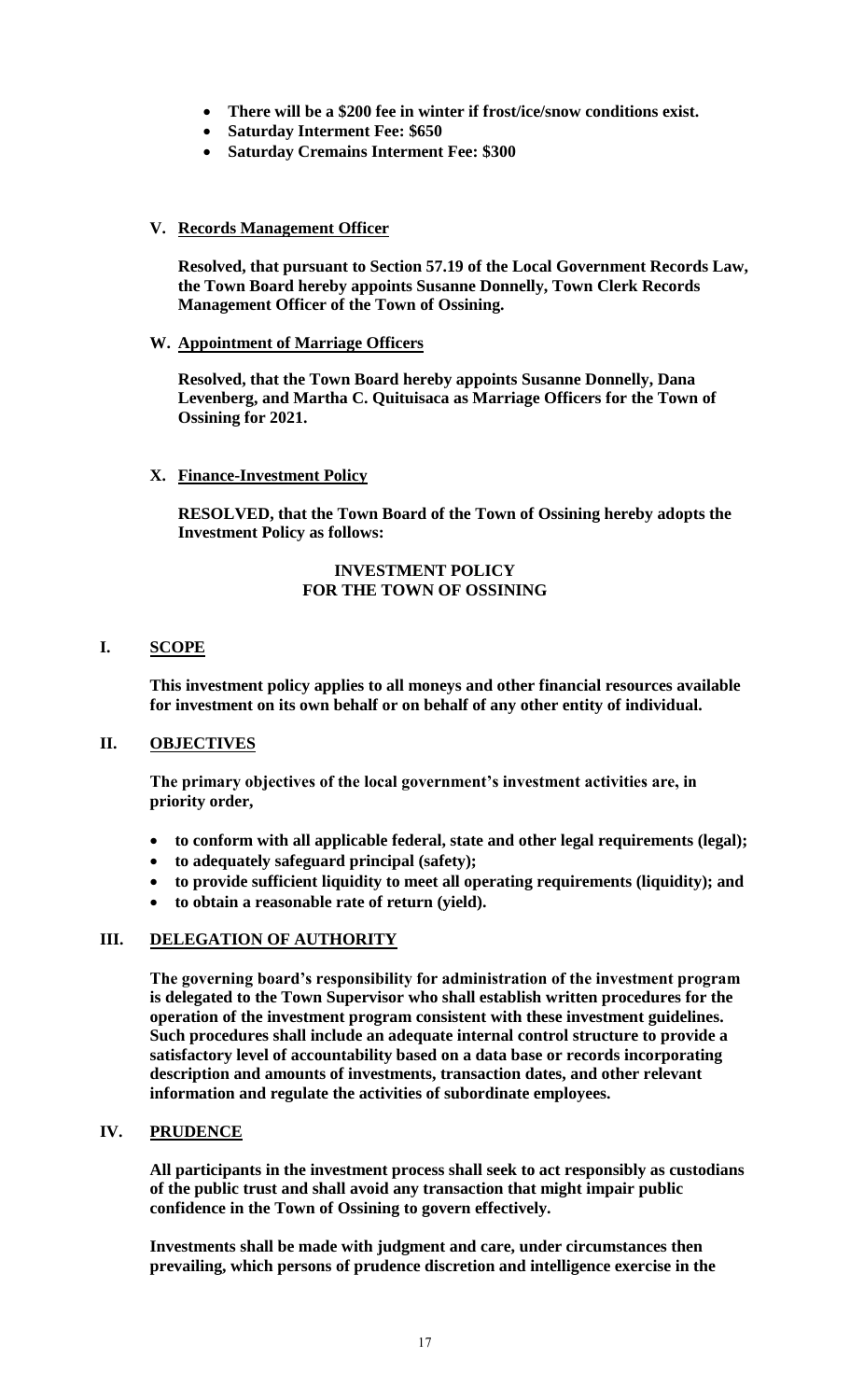- **There will be a $200 fee in winter if frost/ice/snow conditions exist.**
- **Saturday Interment Fee: $650**
- **Saturday Cremains Interment Fee: $300**

**V. Records Management Officer**

**Resolved, that pursuant to Section 57.19 of the Local Government Records Law, the Town Board hereby appoints Susanne Donnelly, Town Clerk Records Management Officer of the Town of Ossining.**

**W. Appointment of Marriage Officers**

**Resolved, that the Town Board hereby appoints Susanne Donnelly, Dana Levenberg, and Martha C. Quituisaca as Marriage Officers for the Town of Ossining for 2021.**

**X. Finance-Investment Policy**

**RESOLVED, that the Town Board of the Town of Ossining hereby adopts the Investment Policy as follows:**

**INVESTMENT POLICY**
**FOR THE TOWN OF OSSINING**

**I. SCOPE**

**This investment policy applies to all moneys and other financial resources available for investment on its own behalf or on behalf of any other entity of individual.**

**II. OBJECTIVES**

**The primary objectives of the local government's investment activities are, in priority order,**

- **to conform with all applicable federal, state and other legal requirements (legal);**
- **to adequately safeguard principal (safety);**
- **to provide sufficient liquidity to meet all operating requirements (liquidity); and**
- **to obtain a reasonable rate of return (yield).**

**III. DELEGATION OF AUTHORITY**

**The governing board's responsibility for administration of the investment program is delegated to the Town Supervisor who shall establish written procedures for the operation of the investment program consistent with these investment guidelines. Such procedures shall include an adequate internal control structure to provide a satisfactory level of accountability based on a data base or records incorporating description and amounts of investments, transaction dates, and other relevant information and regulate the activities of subordinate employees.**

**IV. PRUDENCE**

**All participants in the investment process shall seek to act responsibly as custodians of the public trust and shall avoid any transaction that might impair public confidence in the Town of Ossining to govern effectively.**

**Investments shall be made with judgment and care, under circumstances then prevailing, which persons of prudence discretion and intelligence exercise in the**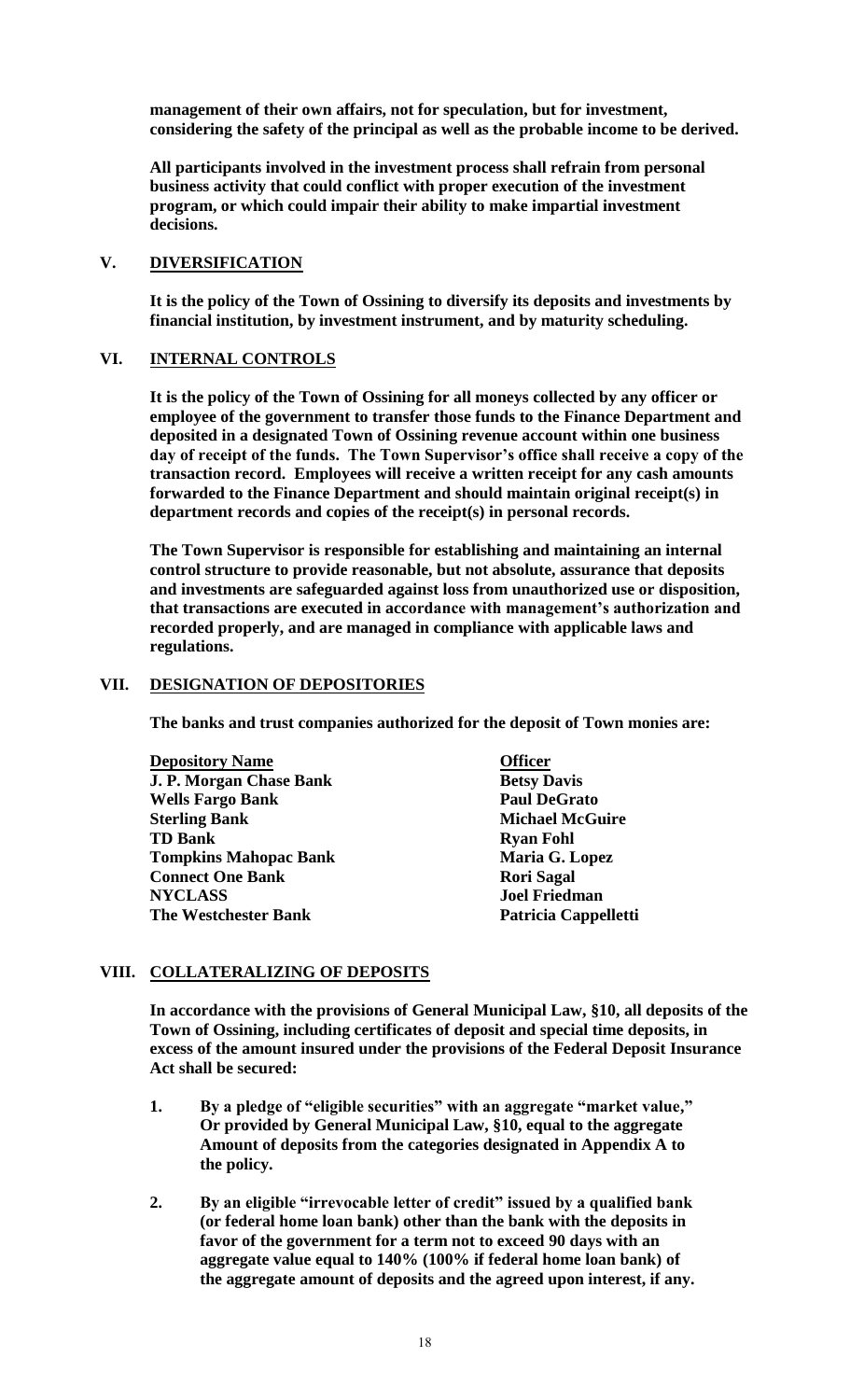**management of their own affairs, not for speculation, but for investment, considering the safety of the principal as well as the probable income to be derived.**

**All participants involved in the investment process shall refrain from personal business activity that could conflict with proper execution of the investment program, or which could impair their ability to make impartial investment decisions.**

## V. DIVERSIFICATION

**It is the policy of the Town of Ossining to diversify its deposits and investments by financial institution, by investment instrument, and by maturity scheduling.**

## VI. INTERNAL CONTROLS

**It is the policy of the Town of Ossining for all moneys collected by any officer or employee of the government to transfer those funds to the Finance Department and deposited in a designated Town of Ossining revenue account within one business day of receipt of the funds. The Town Supervisor's office shall receive a copy of the transaction record. Employees will receive a written receipt for any cash amounts forwarded to the Finance Department and should maintain original receipt(s) in department records and copies of the receipt(s) in personal records.**

**The Town Supervisor is responsible for establishing and maintaining an internal control structure to provide reasonable, but not absolute, assurance that deposits and investments are safeguarded against loss from unauthorized use or disposition, that transactions are executed in accordance with management's authorization and recorded properly, and are managed in compliance with applicable laws and regulations.**

## VII. DESIGNATION OF DEPOSITORIES

**The banks and trust companies authorized for the deposit of Town monies are:**

| Depository Name | Officer |
|---|---|
| J. P. Morgan Chase Bank | Betsy Davis |
| Wells Fargo Bank | Paul DeGrato |
| Sterling Bank | Michael McGuire |
| TD Bank | Ryan Fohl |
| Tompkins Mahopac Bank | Maria G. Lopez |
| Connect One Bank | Rori Sagal |
| NYCLASS | Joel Friedman |
| The Westchester Bank | Patricia Cappelletti |

## VIII. COLLATERALIZING OF DEPOSITS

**In accordance with the provisions of General Municipal Law, §10, all deposits of the Town of Ossining, including certificates of deposit and special time deposits, in excess of the amount insured under the provisions of the Federal Deposit Insurance Act shall be secured:**

1. **By a pledge of "eligible securities" with an aggregate "market value," Or provided by General Municipal Law, §10, equal to the aggregate Amount of deposits from the categories designated in Appendix A to the policy.**

2. **By an eligible "irrevocable letter of credit" issued by a qualified bank (or federal home loan bank) other than the bank with the deposits in favor of the government for a term not to exceed 90 days with an aggregate value equal to 140% (100% if federal home loan bank) of the aggregate amount of deposits and the agreed upon interest, if any.**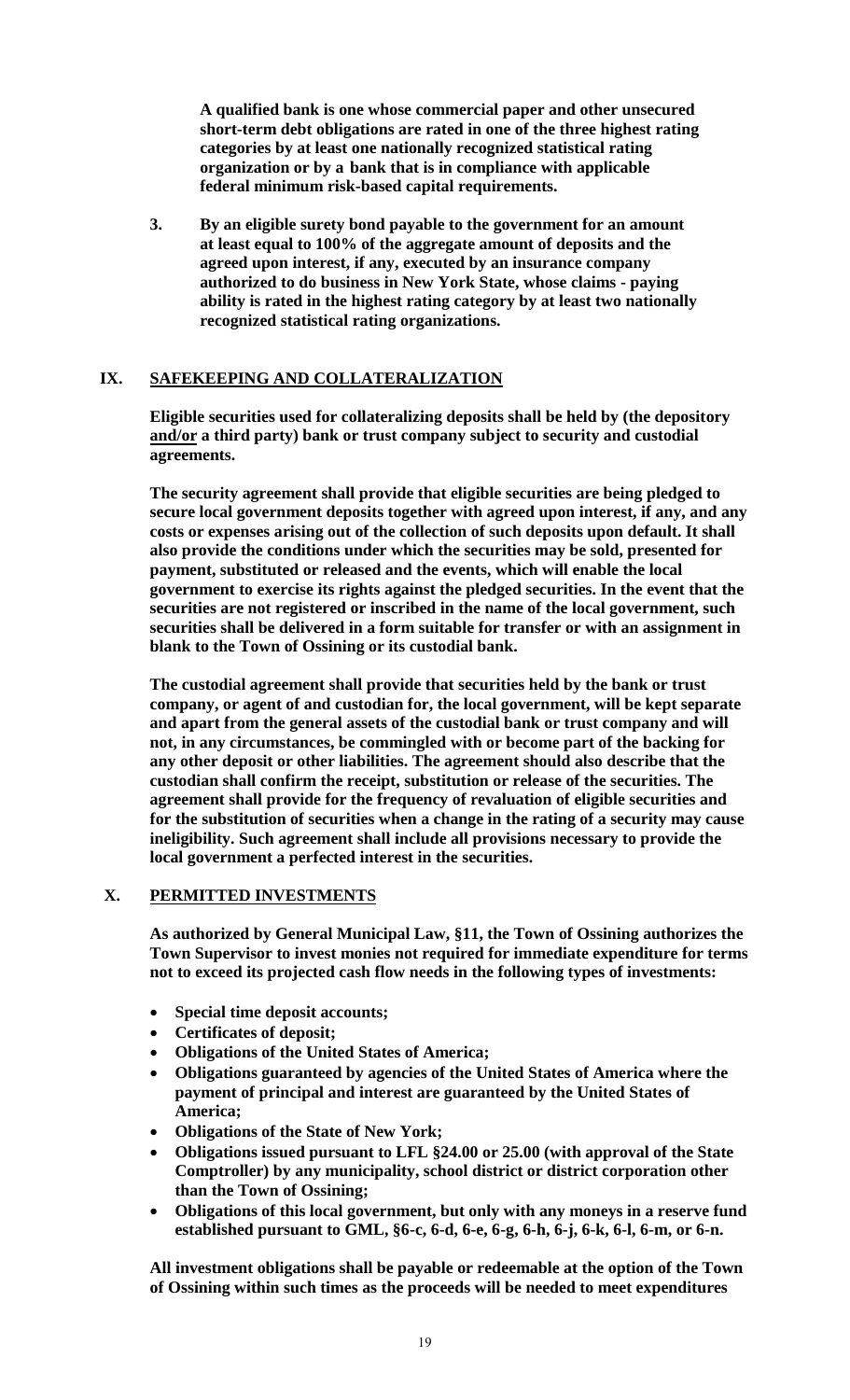**A qualified bank is one whose commercial paper and other unsecured short-term debt obligations are rated in one of the three highest rating categories by at least one nationally recognized statistical rating organization or by a bank that is in compliance with applicable federal minimum risk-based capital requirements.**

3. **By an eligible surety bond payable to the government for an amount at least equal to 100% of the aggregate amount of deposits and the agreed upon interest, if any, executed by an insurance company authorized to do business in New York State, whose claims - paying ability is rated in the highest rating category by at least two nationally recognized statistical rating organizations.**

## IX. SAFEKEEPING AND COLLATERALIZATION

**Eligible securities used for collateralizing deposits shall be held by (the depository and/or a third party) bank or trust company subject to security and custodial agreements.**

**The security agreement shall provide that eligible securities are being pledged to secure local government deposits together with agreed upon interest, if any, and any costs or expenses arising out of the collection of such deposits upon default. It shall also provide the conditions under which the securities may be sold, presented for payment, substituted or released and the events, which will enable the local government to exercise its rights against the pledged securities. In the event that the securities are not registered or inscribed in the name of the local government, such securities shall be delivered in a form suitable for transfer or with an assignment in blank to the Town of Ossining or its custodial bank.**

**The custodial agreement shall provide that securities held by the bank or trust company, or agent of and custodian for, the local government, will be kept separate and apart from the general assets of the custodial bank or trust company and will not, in any circumstances, be commingled with or become part of the backing for any other deposit or other liabilities. The agreement should also describe that the custodian shall confirm the receipt, substitution or release of the securities. The agreement shall provide for the frequency of revaluation of eligible securities and for the substitution of securities when a change in the rating of a security may cause ineligibility. Such agreement shall include all provisions necessary to provide the local government a perfected interest in the securities.**

## X. PERMITTED INVESTMENTS

**As authorized by General Municipal Law, §11, the Town of Ossining authorizes the Town Supervisor to invest monies not required for immediate expenditure for terms not to exceed its projected cash flow needs in the following types of investments:**

- **Special time deposit accounts;**
- **Certificates of deposit;**
- **Obligations of the United States of America;**
- **Obligations guaranteed by agencies of the United States of America where the payment of principal and interest are guaranteed by the United States of America;**
- **Obligations of the State of New York;**
- **Obligations issued pursuant to LFL §24.00 or 25.00 (with approval of the State Comptroller) by any municipality, school district or district corporation other than the Town of Ossining;**
- **Obligations of this local government, but only with any moneys in a reserve fund established pursuant to GML, §6-c, 6-d, 6-e, 6-g, 6-h, 6-j, 6-k, 6-l, 6-m, or 6-n.**

**All investment obligations shall be payable or redeemable at the option of the Town of Ossining within such times as the proceeds will be needed to meet expenditures**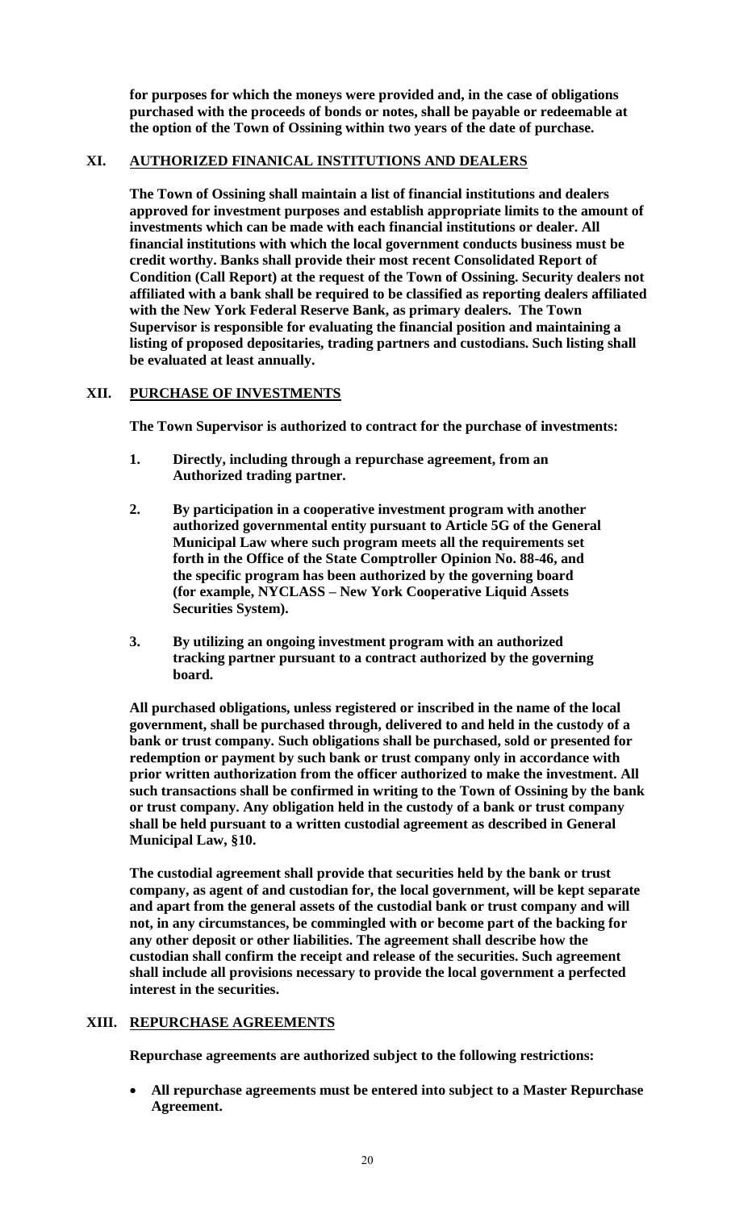**for purposes for which the moneys were provided and, in the case of obligations purchased with the proceeds of bonds or notes, shall be payable or redeemable at the option of the Town of Ossining within two years of the date of purchase.**

## XI. AUTHORIZED FINANICAL INSTITUTIONS AND DEALERS

**The Town of Ossining shall maintain a list of financial institutions and dealers approved for investment purposes and establish appropriate limits to the amount of investments which can be made with each financial institutions or dealer. All financial institutions with which the local government conducts business must be credit worthy. Banks shall provide their most recent Consolidated Report of Condition (Call Report) at the request of the Town of Ossining. Security dealers not affiliated with a bank shall be required to be classified as reporting dealers affiliated with the New York Federal Reserve Bank, as primary dealers. The Town Supervisor is responsible for evaluating the financial position and maintaining a listing of proposed depositaries, trading partners and custodians. Such listing shall be evaluated at least annually.**

## XII. PURCHASE OF INVESTMENTS

**The Town Supervisor is authorized to contract for the purchase of investments:**

1. **Directly, including through a repurchase agreement, from an Authorized trading partner.**
2. **By participation in a cooperative investment program with another authorized governmental entity pursuant to Article 5G of the General Municipal Law where such program meets all the requirements set forth in the Office of the State Comptroller Opinion No. 88-46, and the specific program has been authorized by the governing board (for example, NYCLASS – New York Cooperative Liquid Assets Securities System).**
3. **By utilizing an ongoing investment program with an authorized tracking partner pursuant to a contract authorized by the governing board.**

**All purchased obligations, unless registered or inscribed in the name of the local government, shall be purchased through, delivered to and held in the custody of a bank or trust company. Such obligations shall be purchased, sold or presented for redemption or payment by such bank or trust company only in accordance with prior written authorization from the officer authorized to make the investment. All such transactions shall be confirmed in writing to the Town of Ossining by the bank or trust company. Any obligation held in the custody of a bank or trust company shall be held pursuant to a written custodial agreement as described in General Municipal Law, §10.**

**The custodial agreement shall provide that securities held by the bank or trust company, as agent of and custodian for, the local government, will be kept separate and apart from the general assets of the custodial bank or trust company and will not, in any circumstances, be commingled with or become part of the backing for any other deposit or other liabilities. The agreement shall describe how the custodian shall confirm the receipt and release of the securities. Such agreement shall include all provisions necessary to provide the local government a perfected interest in the securities.**

## XIII. REPURCHASE AGREEMENTS

**Repurchase agreements are authorized subject to the following restrictions:**

- **All repurchase agreements must be entered into subject to a Master Repurchase Agreement.**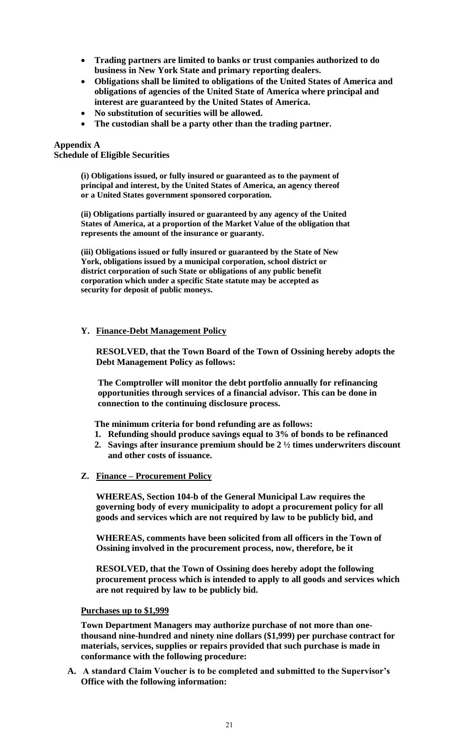- **Trading partners are limited to banks or trust companies authorized to do business in New York State and primary reporting dealers.**
- **Obligations shall be limited to obligations of the United States of America and obligations of agencies of the United State of America where principal and interest are guaranteed by the United States of America.**
- **No substitution of securities will be allowed.**
- **The custodian shall be a party other than the trading partner.**

**Appendix A**
**Schedule of Eligible Securities**

**(i) Obligations issued, or fully insured or guaranteed as to the payment of principal and interest, by the United States of America, an agency thereof or a United States government sponsored corporation.**

**(ii) Obligations partially insured or guaranteed by any agency of the United States of America, at a proportion of the Market Value of the obligation that represents the amount of the insurance or guaranty.**

**(iii) Obligations issued or fully insured or guaranteed by the State of New York, obligations issued by a municipal corporation, school district or district corporation of such State or obligations of any public benefit corporation which under a specific State statute may be accepted as security for deposit of public moneys.**

**Y. <u>Finance-Debt Management Policy</u>**

**RESOLVED, that the Town Board of the Town of Ossining hereby adopts the Debt Management Policy as follows:**

**The Comptroller will monitor the debt portfolio annually for refinancing opportunities through services of a financial advisor. This can be done in connection to the continuing disclosure process.**

**The minimum criteria for bond refunding are as follows:**

1. **Refunding should produce savings equal to 3% of bonds to be refinanced**
2. **Savings after insurance premium should be 2 ½ times underwriters discount and other costs of issuance.**

**Z. <u>Finance – Procurement Policy</u>**

**WHEREAS, Section 104-b of the General Municipal Law requires the governing body of every municipality to adopt a procurement policy for all goods and services which are not required by law to be publicly bid, and**

**WHEREAS, comments have been solicited from all officers in the Town of Ossining involved in the procurement process, now, therefore, be it**

**RESOLVED, that the Town of Ossining does hereby adopt the following procurement process which is intended to apply to all goods and services which are not required by law to be publicly bid.**

**<u>Purchases up to $1,999</u>**

**Town Department Managers may authorize purchase of not more than one-thousand nine-hundred and ninety nine dollars ($1,999) per purchase contract for materials, services, supplies or repairs provided that such purchase is made in conformance with the following procedure:**

**A. A standard Claim Voucher is to be completed and submitted to the Supervisor's Office with the following information:**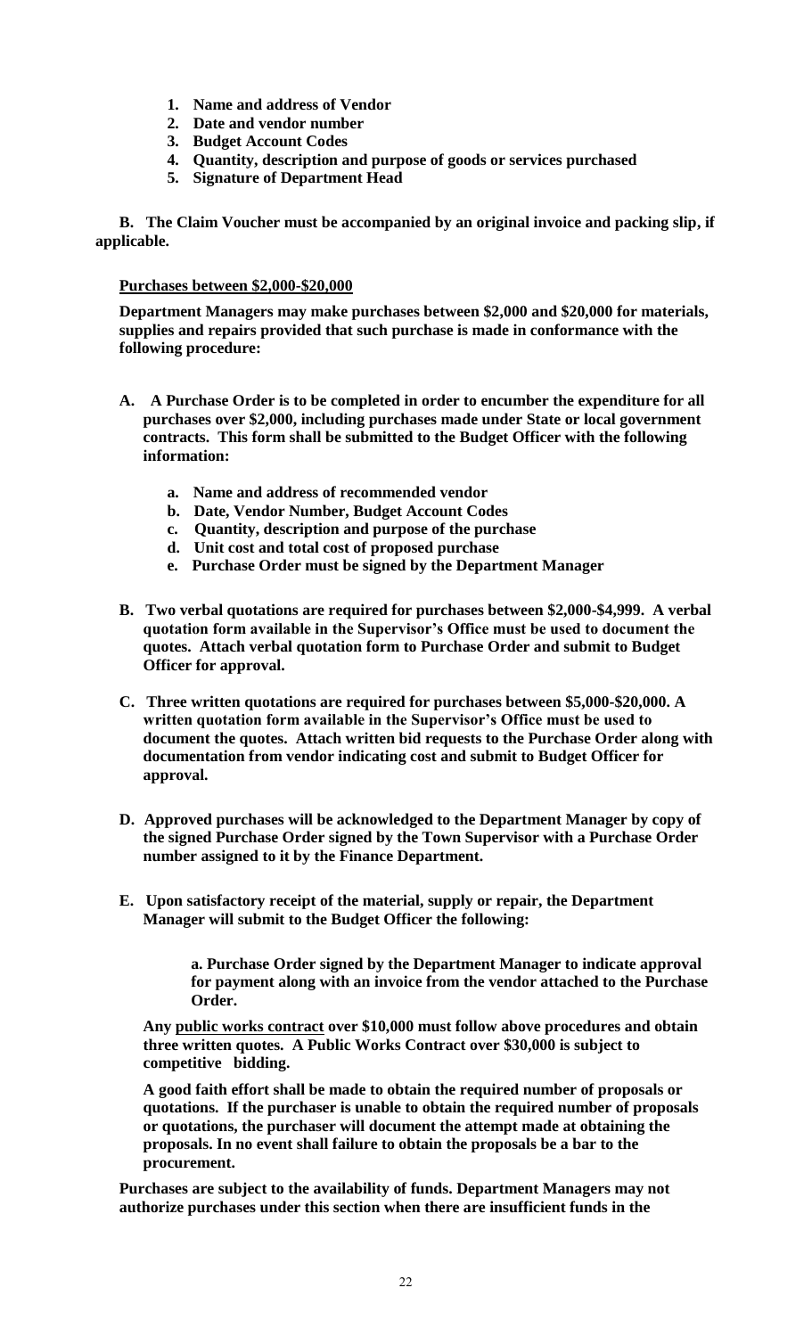1. **Name and address of Vendor**
2. **Date and vendor number**
3. **Budget Account Codes**
4. **Quantity, description and purpose of goods or services purchased**
5. **Signature of Department Head**

**B. The Claim Voucher must be accompanied by an original invoice and packing slip, if applicable.**

**Purchases between $2,000-$20,000**

**Department Managers may make purchases between $2,000 and $20,000 for materials, supplies and repairs provided that such purchase is made in conformance with the following procedure:**

**A. A Purchase Order is to be completed in order to encumber the expenditure for all purchases over $2,000, including purchases made under State or local government contracts. This form shall be submitted to the Budget Officer with the following information:**

  - **a. Name and address of recommended vendor**
  - **b. Date, Vendor Number, Budget Account Codes**
  - **c. Quantity, description and purpose of the purchase**
  - **d. Unit cost and total cost of proposed purchase**
  - **e. Purchase Order must be signed by the Department Manager**

**B. Two verbal quotations are required for purchases between $2,000-$4,999. A verbal quotation form available in the Supervisor's Office must be used to document the quotes. Attach verbal quotation form to Purchase Order and submit to Budget Officer for approval.**

**C. Three written quotations are required for purchases between $5,000-$20,000. A written quotation form available in the Supervisor's Office must be used to document the quotes. Attach written bid requests to the Purchase Order along with documentation from vendor indicating cost and submit to Budget Officer for approval.**

**D. Approved purchases will be acknowledged to the Department Manager by copy of the signed Purchase Order signed by the Town Supervisor with a Purchase Order number assigned to it by the Finance Department.**

**E. Upon satisfactory receipt of the material, supply or repair, the Department Manager will submit to the Budget Officer the following:**

  **a. Purchase Order signed by the Department Manager to indicate approval for payment along with an invoice from the vendor attached to the Purchase Order.**

**Any public works contract over $10,000 must follow above procedures and obtain three written quotes. A Public Works Contract over $30,000 is subject to competitive bidding.**

**A good faith effort shall be made to obtain the required number of proposals or quotations. If the purchaser is unable to obtain the required number of proposals or quotations, the purchaser will document the attempt made at obtaining the proposals. In no event shall failure to obtain the proposals be a bar to the procurement.**

**Purchases are subject to the availability of funds. Department Managers may not authorize purchases under this section when there are insufficient funds in the**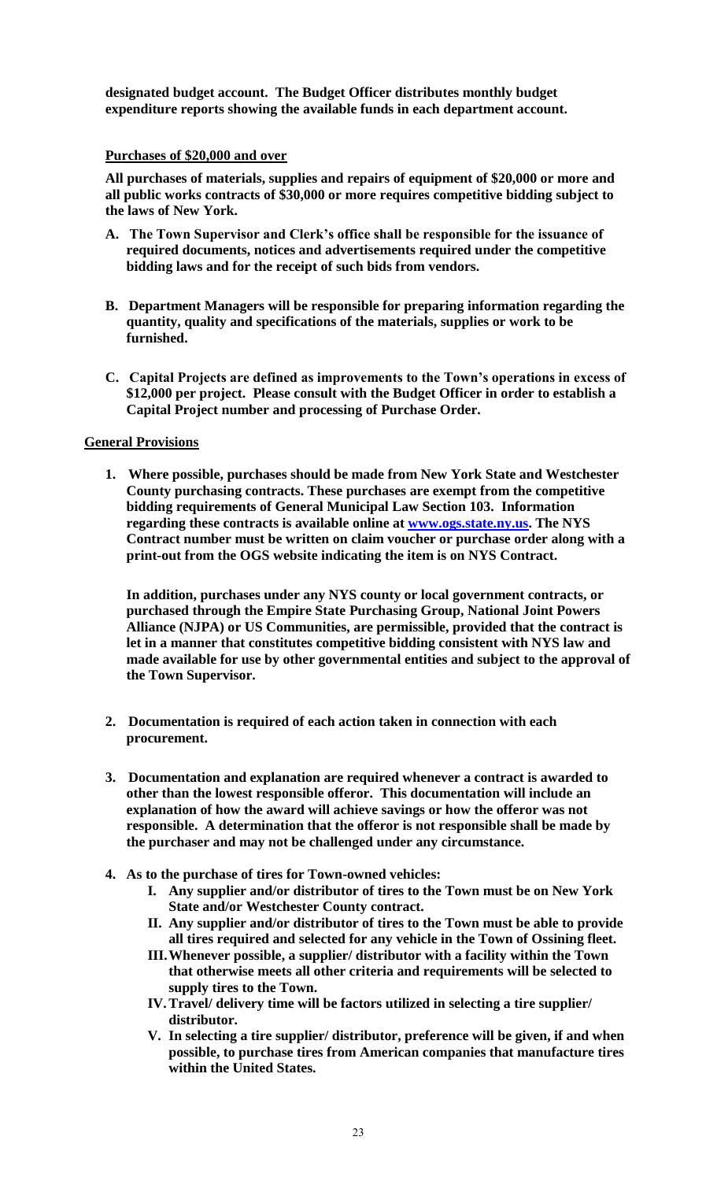**designated budget account. The Budget Officer distributes monthly budget expenditure reports showing the available funds in each department account.**

**Purchases of $20,000 and over**

**All purchases of materials, supplies and repairs of equipment of $20,000 or more and all public works contracts of $30,000 or more requires competitive bidding subject to the laws of New York.**

**A. The Town Supervisor and Clerk's office shall be responsible for the issuance of required documents, notices and advertisements required under the competitive bidding laws and for the receipt of such bids from vendors.**

**B. Department Managers will be responsible for preparing information regarding the quantity, quality and specifications of the materials, supplies or work to be furnished.**

**C. Capital Projects are defined as improvements to the Town's operations in excess of $12,000 per project. Please consult with the Budget Officer in order to establish a Capital Project number and processing of Purchase Order.**

**General Provisions**

1. **Where possible, purchases should be made from New York State and Westchester County purchasing contracts. These purchases are exempt from the competitive bidding requirements of General Municipal Law Section 103. Information regarding these contracts is available online at [www.ogs.state.ny.us](www.ogs.state.ny.us). The NYS Contract number must be written on claim voucher or purchase order along with a print-out from the OGS website indicating the item is on NYS Contract.**

   **In addition, purchases under any NYS county or local government contracts, or purchased through the Empire State Purchasing Group, National Joint Powers Alliance (NJPA) or US Communities, are permissible, provided that the contract is let in a manner that constitutes competitive bidding consistent with NYS law and made available for use by other governmental entities and subject to the approval of the Town Supervisor.**

2. **Documentation is required of each action taken in connection with each procurement.**

3. **Documentation and explanation are required whenever a contract is awarded to other than the lowest responsible offeror. This documentation will include an explanation of how the award will achieve savings or how the offeror was not responsible. A determination that the offeror is not responsible shall be made by the purchaser and may not be challenged under any circumstance.**

4. **As to the purchase of tires for Town-owned vehicles:**
   - **I. Any supplier and/or distributor of tires to the Town must be on New York State and/or Westchester County contract.**
   - **II. Any supplier and/or distributor of tires to the Town must be able to provide all tires required and selected for any vehicle in the Town of Ossining fleet.**
   - **III. Whenever possible, a supplier/ distributor with a facility within the Town that otherwise meets all other criteria and requirements will be selected to supply tires to the Town.**
   - **IV. Travel/ delivery time will be factors utilized in selecting a tire supplier/ distributor.**
   - **V. In selecting a tire supplier/ distributor, preference will be given, if and when possible, to purchase tires from American companies that manufacture tires within the United States.**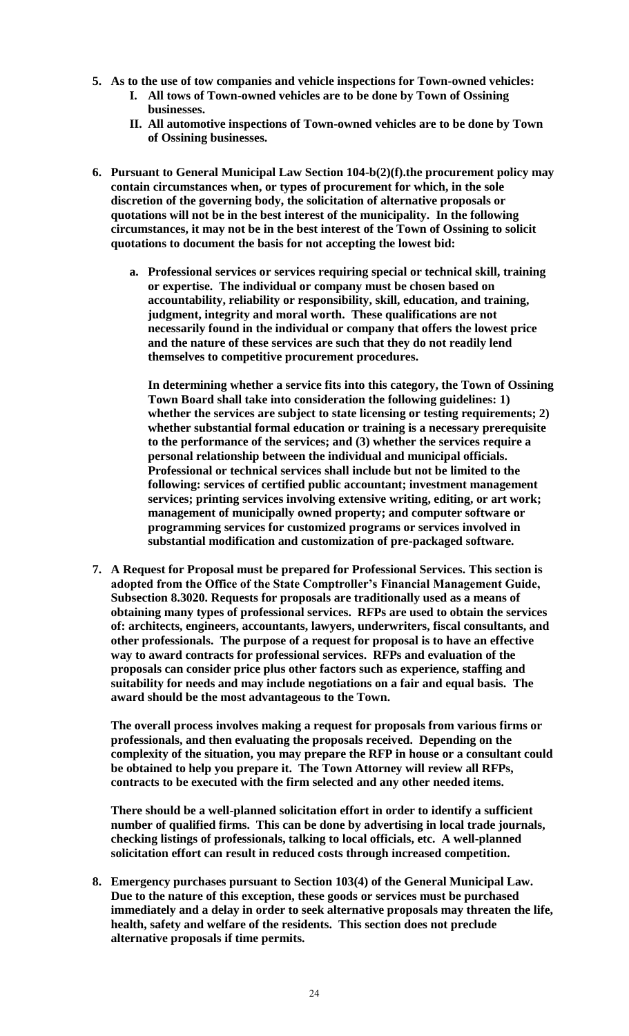5. **As to the use of tow companies and vehicle inspections for Town-owned vehicles:**
   I. **All tows of Town-owned vehicles are to be done by Town of Ossining businesses.**
   II. **All automotive inspections of Town-owned vehicles are to be done by Town of Ossining businesses.**

6. **Pursuant to General Municipal Law Section 104-b(2)(f).the procurement policy may contain circumstances when, or types of procurement for which, in the sole discretion of the governing body, the solicitation of alternative proposals or quotations will not be in the best interest of the municipality. In the following circumstances, it may not be in the best interest of the Town of Ossining to solicit quotations to document the basis for not accepting the lowest bid:**

   a. **Professional services or services requiring special or technical skill, training or expertise. The individual or company must be chosen based on accountability, reliability or responsibility, skill, education, and training, judgment, integrity and moral worth. These qualifications are not necessarily found in the individual or company that offers the lowest price and the nature of these services are such that they do not readily lend themselves to competitive procurement procedures.**

      **In determining whether a service fits into this category, the Town of Ossining Town Board shall take into consideration the following guidelines: 1) whether the services are subject to state licensing or testing requirements; 2) whether substantial formal education or training is a necessary prerequisite to the performance of the services; and (3) whether the services require a personal relationship between the individual and municipal officials. Professional or technical services shall include but not be limited to the following: services of certified public accountant; investment management services; printing services involving extensive writing, editing, or art work; management of municipally owned property; and computer software or programming services for customized programs or services involved in substantial modification and customization of pre-packaged software.**

7. **A Request for Proposal must be prepared for Professional Services. This section is adopted from the Office of the State Comptroller's Financial Management Guide, Subsection 8.3020. Requests for proposals are traditionally used as a means of obtaining many types of professional services. RFPs are used to obtain the services of: architects, engineers, accountants, lawyers, underwriters, fiscal consultants, and other professionals. The purpose of a request for proposal is to have an effective way to award contracts for professional services. RFPs and evaluation of the proposals can consider price plus other factors such as experience, staffing and suitability for needs and may include negotiations on a fair and equal basis. The award should be the most advantageous to the Town.**

   **The overall process involves making a request for proposals from various firms or professionals, and then evaluating the proposals received. Depending on the complexity of the situation, you may prepare the RFP in house or a consultant could be obtained to help you prepare it. The Town Attorney will review all RFPs, contracts to be executed with the firm selected and any other needed items.**

   **There should be a well-planned solicitation effort in order to identify a sufficient number of qualified firms. This can be done by advertising in local trade journals, checking listings of professionals, talking to local officials, etc. A well-planned solicitation effort can result in reduced costs through increased competition.**

8. **Emergency purchases pursuant to Section 103(4) of the General Municipal Law. Due to the nature of this exception, these goods or services must be purchased immediately and a delay in order to seek alternative proposals may threaten the life, health, safety and welfare of the residents. This section does not preclude alternative proposals if time permits.**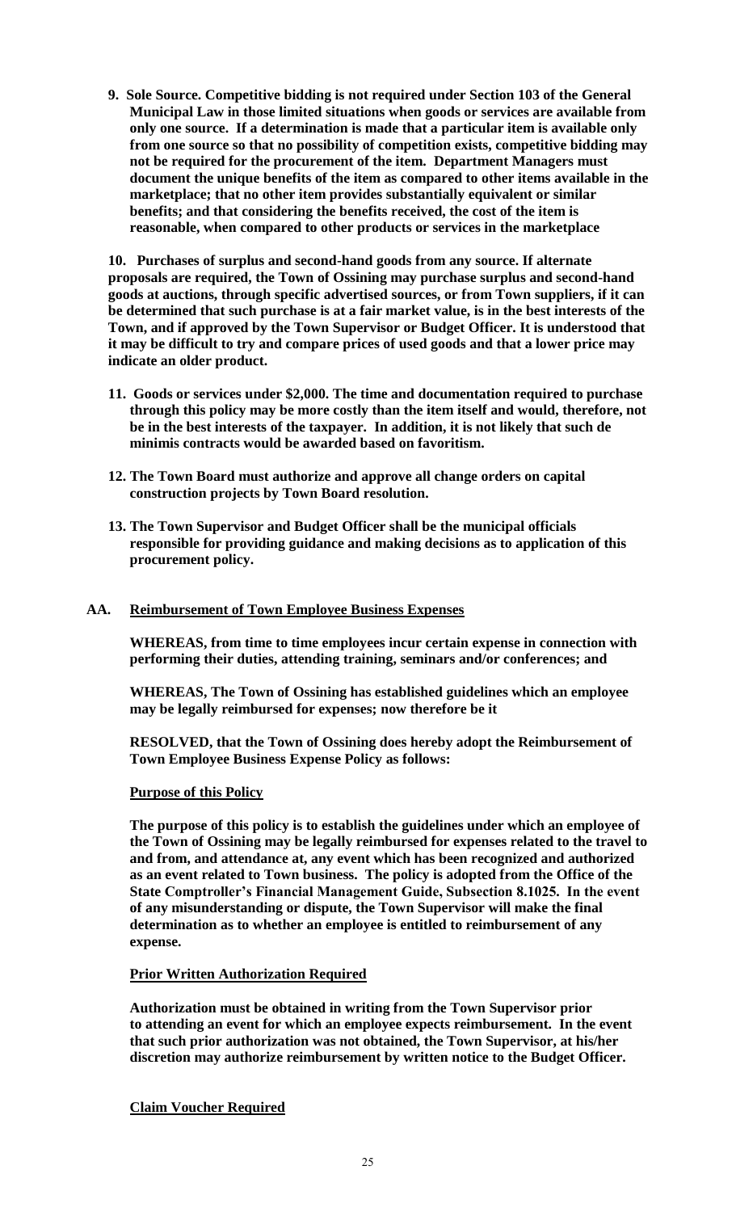**9. Sole Source. Competitive bidding is not required under Section 103 of the General Municipal Law in those limited situations when goods or services are available from only one source. If a determination is made that a particular item is available only from one source so that no possibility of competition exists, competitive bidding may not be required for the procurement of the item. Department Managers must document the unique benefits of the item as compared to other items available in the marketplace; that no other item provides substantially equivalent or similar benefits; and that considering the benefits received, the cost of the item is reasonable, when compared to other products or services in the marketplace**

**10. Purchases of surplus and second-hand goods from any source. If alternate proposals are required, the Town of Ossining may purchase surplus and second-hand goods at auctions, through specific advertised sources, or from Town suppliers, if it can be determined that such purchase is at a fair market value, is in the best interests of the Town, and if approved by the Town Supervisor or Budget Officer. It is understood that it may be difficult to try and compare prices of used goods and that a lower price may indicate an older product.**

**11. Goods or services under $2,000. The time and documentation required to purchase through this policy may be more costly than the item itself and would, therefore, not be in the best interests of the taxpayer. In addition, it is not likely that such de minimis contracts would be awarded based on favoritism.**

**12. The Town Board must authorize and approve all change orders on capital construction projects by Town Board resolution.**

**13. The Town Supervisor and Budget Officer shall be the municipal officials responsible for providing guidance and making decisions as to application of this procurement policy.**

## AA. Reimbursement of Town Employee Business Expenses

**WHEREAS, from time to time employees incur certain expense in connection with performing their duties, attending training, seminars and/or conferences; and**

**WHEREAS, The Town of Ossining has established guidelines which an employee may be legally reimbursed for expenses; now therefore be it**

**RESOLVED, that the Town of Ossining does hereby adopt the Reimbursement of Town Employee Business Expense Policy as follows:**

### Purpose of this Policy

**The purpose of this policy is to establish the guidelines under which an employee of the Town of Ossining may be legally reimbursed for expenses related to the travel to and from, and attendance at, any event which has been recognized and authorized as an event related to Town business. The policy is adopted from the Office of the State Comptroller's Financial Management Guide, Subsection 8.1025. In the event of any misunderstanding or dispute, the Town Supervisor will make the final determination as to whether an employee is entitled to reimbursement of any expense.**

### Prior Written Authorization Required

**Authorization must be obtained in writing from the Town Supervisor prior to attending an event for which an employee expects reimbursement. In the event that such prior authorization was not obtained, the Town Supervisor, at his/her discretion may authorize reimbursement by written notice to the Budget Officer.**

### Claim Voucher Required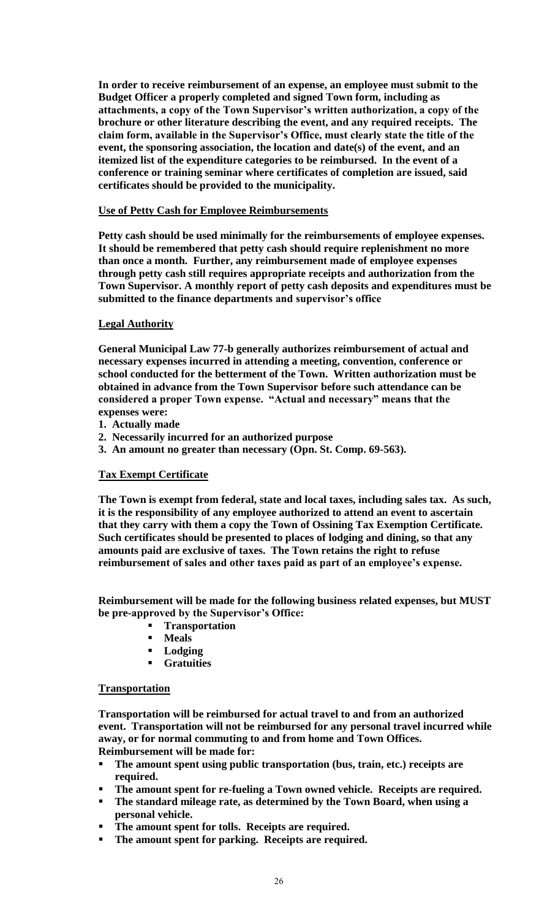**In order to receive reimbursement of an expense, an employee must submit to the Budget Officer a properly completed and signed Town form, including as attachments, a copy of the Town Supervisor's written authorization, a copy of the brochure or other literature describing the event, and any required receipts. The claim form, available in the Supervisor's Office, must clearly state the title of the event, the sponsoring association, the location and date(s) of the event, and an itemized list of the expenditure categories to be reimbursed. In the event of a conference or training seminar where certificates of completion are issued, said certificates should be provided to the municipality.**

**Use of Petty Cash for Employee Reimbursements**

**Petty cash should be used minimally for the reimbursements of employee expenses. It should be remembered that petty cash should require replenishment no more than once a month. Further, any reimbursement made of employee expenses through petty cash still requires appropriate receipts and authorization from the Town Supervisor. A monthly report of petty cash deposits and expenditures must be submitted to the finance departments and supervisor's office**

**Legal Authority**

**General Municipal Law 77-b generally authorizes reimbursement of actual and necessary expenses incurred in attending a meeting, convention, conference or school conducted for the betterment of the Town. Written authorization must be obtained in advance from the Town Supervisor before such attendance can be considered a proper Town expense. "Actual and necessary" means that the expenses were:**

1. **Actually made**
2. **Necessarily incurred for an authorized purpose**
3. **An amount no greater than necessary (Opn. St. Comp. 69-563).**

**Tax Exempt Certificate**

**The Town is exempt from federal, state and local taxes, including sales tax. As such, it is the responsibility of any employee authorized to attend an event to ascertain that they carry with them a copy the Town of Ossining Tax Exemption Certificate. Such certificates should be presented to places of lodging and dining, so that any amounts paid are exclusive of taxes. The Town retains the right to refuse reimbursement of sales and other taxes paid as part of an employee's expense.**

**Reimbursement will be made for the following business related expenses, but MUST be pre-approved by the Supervisor's Office:**

- **Transportation**
- **Meals**
- **Lodging**
- **Gratuities**

**Transportation**

**Transportation will be reimbursed for actual travel to and from an authorized event. Transportation will not be reimbursed for any personal travel incurred while away, or for normal commuting to and from home and Town Offices. Reimbursement will be made for:**

- **The amount spent using public transportation (bus, train, etc.) receipts are required.**
- **The amount spent for re-fueling a Town owned vehicle. Receipts are required.**
- **The standard mileage rate, as determined by the Town Board, when using a personal vehicle.**
- **The amount spent for tolls. Receipts are required.**
- **The amount spent for parking. Receipts are required.**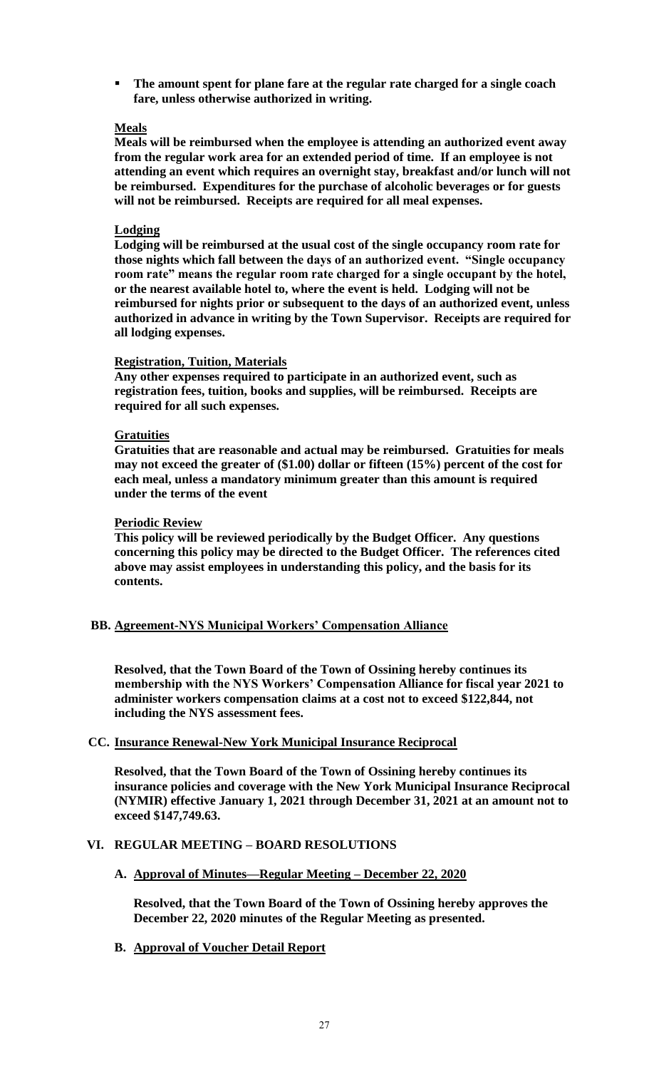- **The amount spent for plane fare at the regular rate charged for a single coach fare, unless otherwise authorized in writing.**

**Meals**

**Meals will be reimbursed when the employee is attending an authorized event away from the regular work area for an extended period of time. If an employee is not attending an event which requires an overnight stay, breakfast and/or lunch will not be reimbursed. Expenditures for the purchase of alcoholic beverages or for guests will not be reimbursed. Receipts are required for all meal expenses.**

**Lodging**

**Lodging will be reimbursed at the usual cost of the single occupancy room rate for those nights which fall between the days of an authorized event. "Single occupancy room rate" means the regular room rate charged for a single occupant by the hotel, or the nearest available hotel to, where the event is held. Lodging will not be reimbursed for nights prior or subsequent to the days of an authorized event, unless authorized in advance in writing by the Town Supervisor. Receipts are required for all lodging expenses.**

**Registration, Tuition, Materials**

**Any other expenses required to participate in an authorized event, such as registration fees, tuition, books and supplies, will be reimbursed. Receipts are required for all such expenses.**

**Gratuities**

**Gratuities that are reasonable and actual may be reimbursed. Gratuities for meals may not exceed the greater of ($1.00) dollar or fifteen (15%) percent of the cost for each meal, unless a mandatory minimum greater than this amount is required under the terms of the event**

**Periodic Review**

**This policy will be reviewed periodically by the Budget Officer. Any questions concerning this policy may be directed to the Budget Officer. The references cited above may assist employees in understanding this policy, and the basis for its contents.**

**BB. Agreement-NYS Municipal Workers' Compensation Alliance**

**Resolved, that the Town Board of the Town of Ossining hereby continues its membership with the NYS Workers' Compensation Alliance for fiscal year 2021 to administer workers compensation claims at a cost not to exceed $122,844, not including the NYS assessment fees.**

**CC. Insurance Renewal-New York Municipal Insurance Reciprocal**

**Resolved, that the Town Board of the Town of Ossining hereby continues its insurance policies and coverage with the New York Municipal Insurance Reciprocal (NYMIR) effective January 1, 2021 through December 31, 2021 at an amount not to exceed $147,749.63.**

## VI. REGULAR MEETING – BOARD RESOLUTIONS

**A. Approval of Minutes—Regular Meeting – December 22, 2020**

**Resolved, that the Town Board of the Town of Ossining hereby approves the December 22, 2020 minutes of the Regular Meeting as presented.**

**B. Approval of Voucher Detail Report**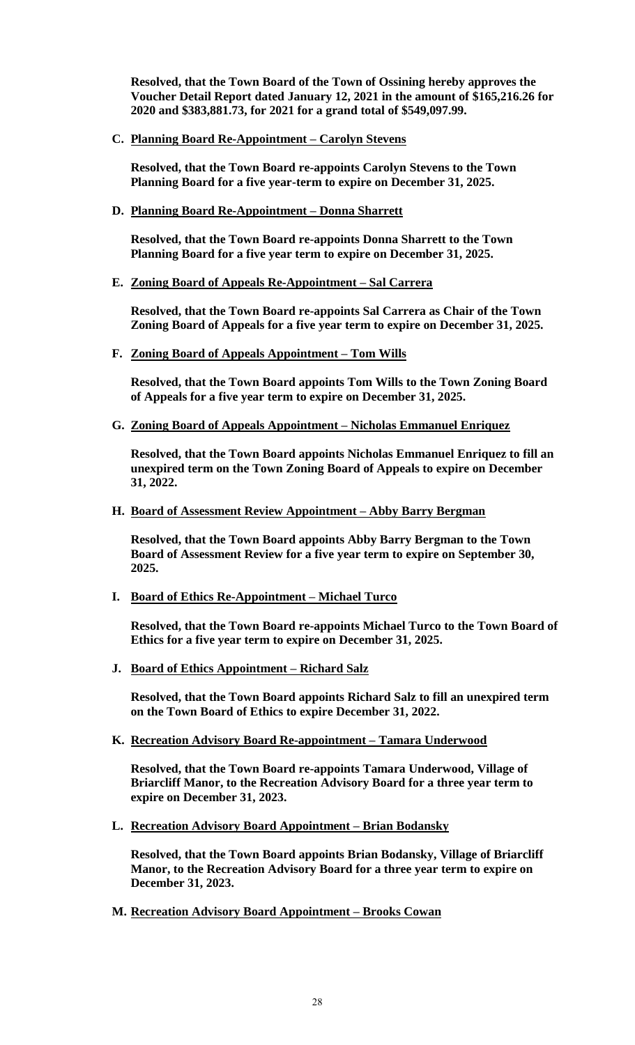**Resolved, that the Town Board of the Town of Ossining hereby approves the Voucher Detail Report dated January 12, 2021 in the amount of $165,216.26 for 2020 and $383,881.73, for 2021 for a grand total of $549,097.99.**

**C. <u>Planning Board Re-Appointment – Carolyn Stevens</u>**

**Resolved, that the Town Board re-appoints Carolyn Stevens to the Town Planning Board for a five year-term to expire on December 31, 2025.**

**D. <u>Planning Board Re-Appointment – Donna Sharrett</u>**

**Resolved, that the Town Board re-appoints Donna Sharrett to the Town Planning Board for a five year term to expire on December 31, 2025.**

**E. <u>Zoning Board of Appeals Re-Appointment – Sal Carrera</u>**

**Resolved, that the Town Board re-appoints Sal Carrera as Chair of the Town Zoning Board of Appeals for a five year term to expire on December 31, 2025.**

**F. <u>Zoning Board of Appeals Appointment – Tom Wills</u>**

**Resolved, that the Town Board appoints Tom Wills to the Town Zoning Board of Appeals for a five year term to expire on December 31, 2025.**

**G. <u>Zoning Board of Appeals Appointment – Nicholas Emmanuel Enriquez</u>**

**Resolved, that the Town Board appoints Nicholas Emmanuel Enriquez to fill an unexpired term on the Town Zoning Board of Appeals to expire on December 31, 2022.**

**H. <u>Board of Assessment Review Appointment – Abby Barry Bergman</u>**

**Resolved, that the Town Board appoints Abby Barry Bergman to the Town Board of Assessment Review for a five year term to expire on September 30, 2025.**

**I. <u>Board of Ethics Re-Appointment – Michael Turco</u>**

**Resolved, that the Town Board re-appoints Michael Turco to the Town Board of Ethics for a five year term to expire on December 31, 2025.**

**J. <u>Board of Ethics Appointment – Richard Salz</u>**

**Resolved, that the Town Board appoints Richard Salz to fill an unexpired term on the Town Board of Ethics to expire December 31, 2022.**

**K. <u>Recreation Advisory Board Re-appointment – Tamara Underwood</u>**

**Resolved, that the Town Board re-appoints Tamara Underwood, Village of Briarcliff Manor, to the Recreation Advisory Board for a three year term to expire on December 31, 2023.**

**L. <u>Recreation Advisory Board Appointment – Brian Bodansky</u>**

**Resolved, that the Town Board appoints Brian Bodansky, Village of Briarcliff Manor, to the Recreation Advisory Board for a three year term to expire on December 31, 2023.**

**M. <u>Recreation Advisory Board Appointment – Brooks Cowan</u>**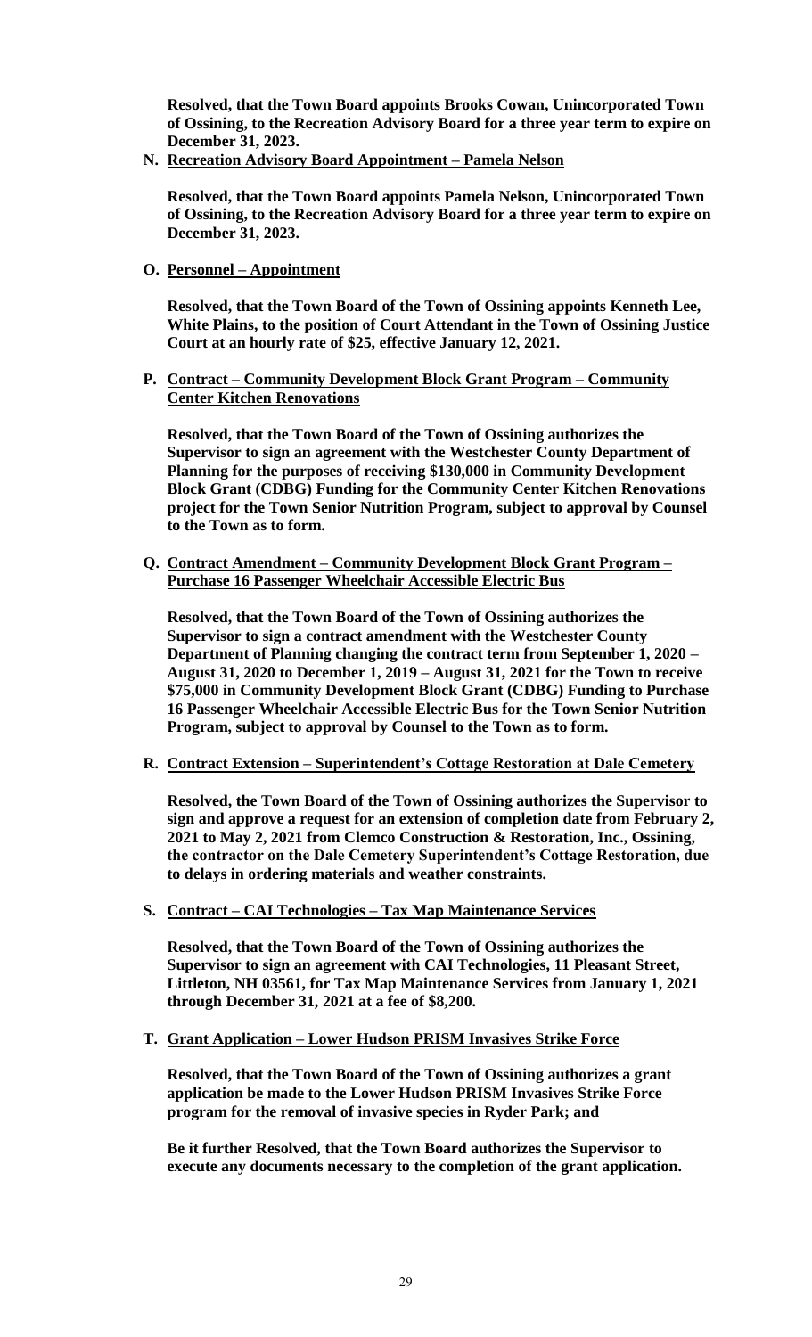**Resolved, that the Town Board appoints Brooks Cowan, Unincorporated Town of Ossining, to the Recreation Advisory Board for a three year term to expire on December 31, 2023.**

**N. Recreation Advisory Board Appointment – Pamela Nelson**

**Resolved, that the Town Board appoints Pamela Nelson, Unincorporated Town of Ossining, to the Recreation Advisory Board for a three year term to expire on December 31, 2023.**

**O. Personnel – Appointment**

**Resolved, that the Town Board of the Town of Ossining appoints Kenneth Lee, White Plains, to the position of Court Attendant in the Town of Ossining Justice Court at an hourly rate of $25, effective January 12, 2021.**

**P. Contract – Community Development Block Grant Program – Community Center Kitchen Renovations**

**Resolved, that the Town Board of the Town of Ossining authorizes the Supervisor to sign an agreement with the Westchester County Department of Planning for the purposes of receiving $130,000 in Community Development Block Grant (CDBG) Funding for the Community Center Kitchen Renovations project for the Town Senior Nutrition Program, subject to approval by Counsel to the Town as to form.**

**Q. Contract Amendment – Community Development Block Grant Program – Purchase 16 Passenger Wheelchair Accessible Electric Bus**

**Resolved, that the Town Board of the Town of Ossining authorizes the Supervisor to sign a contract amendment with the Westchester County Department of Planning changing the contract term from September 1, 2020 – August 31, 2020 to December 1, 2019 – August 31, 2021 for the Town to receive $75,000 in Community Development Block Grant (CDBG) Funding to Purchase 16 Passenger Wheelchair Accessible Electric Bus for the Town Senior Nutrition Program, subject to approval by Counsel to the Town as to form.**

**R. Contract Extension – Superintendent's Cottage Restoration at Dale Cemetery**

**Resolved, the Town Board of the Town of Ossining authorizes the Supervisor to sign and approve a request for an extension of completion date from February 2, 2021 to May 2, 2021 from Clemco Construction & Restoration, Inc., Ossining, the contractor on the Dale Cemetery Superintendent's Cottage Restoration, due to delays in ordering materials and weather constraints.**

**S. Contract – CAI Technologies – Tax Map Maintenance Services**

**Resolved, that the Town Board of the Town of Ossining authorizes the Supervisor to sign an agreement with CAI Technologies, 11 Pleasant Street, Littleton, NH 03561, for Tax Map Maintenance Services from January 1, 2021 through December 31, 2021 at a fee of $8,200.**

**T. Grant Application – Lower Hudson PRISM Invasives Strike Force**

**Resolved, that the Town Board of the Town of Ossining authorizes a grant application be made to the Lower Hudson PRISM Invasives Strike Force program for the removal of invasive species in Ryder Park; and**

**Be it further Resolved, that the Town Board authorizes the Supervisor to execute any documents necessary to the completion of the grant application.**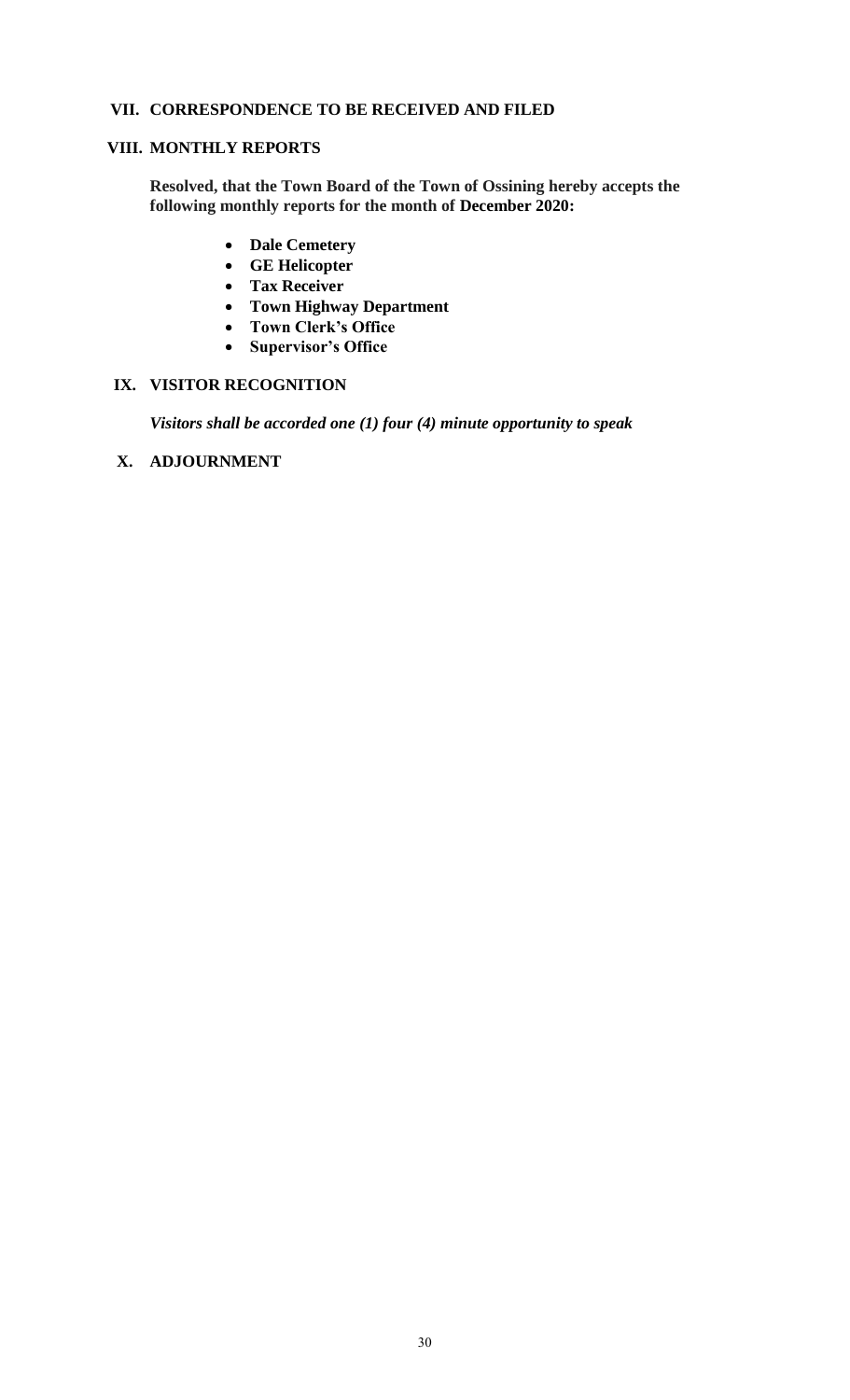## VII. CORRESPONDENCE TO BE RECEIVED AND FILED

## VIII. MONTHLY REPORTS

**Resolved, that the Town Board of the Town of Ossining hereby accepts the following monthly reports for the month of December 2020:**

- **Dale Cemetery**
- **GE Helicopter**
- **Tax Receiver**
- **Town Highway Department**
- **Town Clerk's Office**
- **Supervisor's Office**

## IX. VISITOR RECOGNITION

***Visitors shall be accorded one (1) four (4) minute opportunity to speak***

## X. ADJOURNMENT